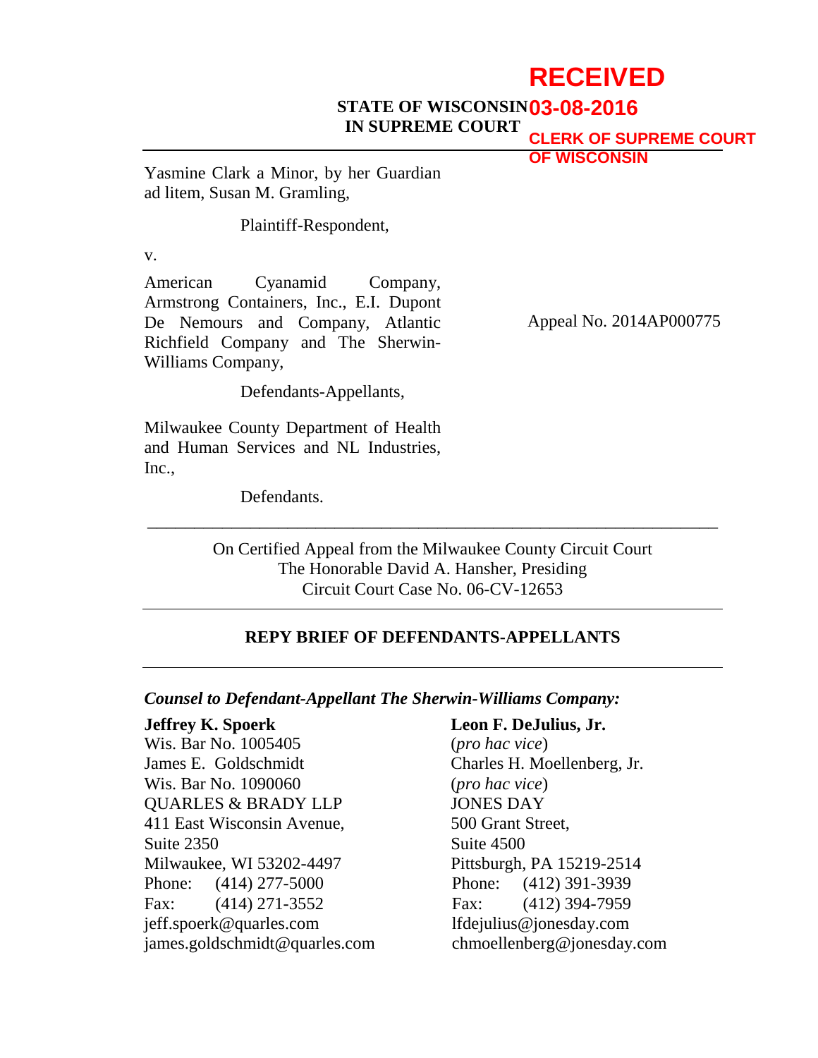**RECEIVED**
**03-08-2016**
**CLERK OF SUPREME COURT OF WISCONSIN**

**STATE OF WISCONSIN**
**IN SUPREME COURT**

---

Yasmine Clark a Minor, by her Guardian ad litem, Susan M. Gramling,

Plaintiff-Respondent,

v.

American Cyanamid Company, Armstrong Containers, Inc., E.I. Dupont De Nemours and Company, Atlantic Richfield Company and The Sherwin-Williams Company,

Defendants-Appellants,

Milwaukee County Department of Health and Human Services and NL Industries, Inc.,

Defendants.

Appeal No. 2014AP000775

---

On Certified Appeal from the Milwaukee County Circuit Court
The Honorable David A. Hansher, Presiding
Circuit Court Case No. 06-CV-12653

---

**REPY BRIEF OF DEFENDANTS-APPELLANTS**

---

***Counsel to Defendant-Appellant The Sherwin-Williams Company:***

**Jeffrey K. Spoerk**
Wis. Bar No. 1005405
James E. Goldschmidt
Wis. Bar No. 1090060
QUARLES & BRADY LLP
411 East Wisconsin Avenue,
Suite 2350
Milwaukee, WI 53202-4497
Phone: (414) 277-5000
Fax: (414) 271-3552
jeff.spoerk@quarles.com
james.goldschmidt@quarles.com

**Leon F. DeJulius, Jr.**
(*pro hac vice*)
Charles H. Moellenberg, Jr.
(*pro hac vice*)
JONES DAY
500 Grant Street,
Suite 4500
Pittsburgh, PA 15219-2514
Phone: (412) 391-3939
Fax: (412) 394-7959
lfdejulius@jonesday.com
chmoellenberg@jonesday.com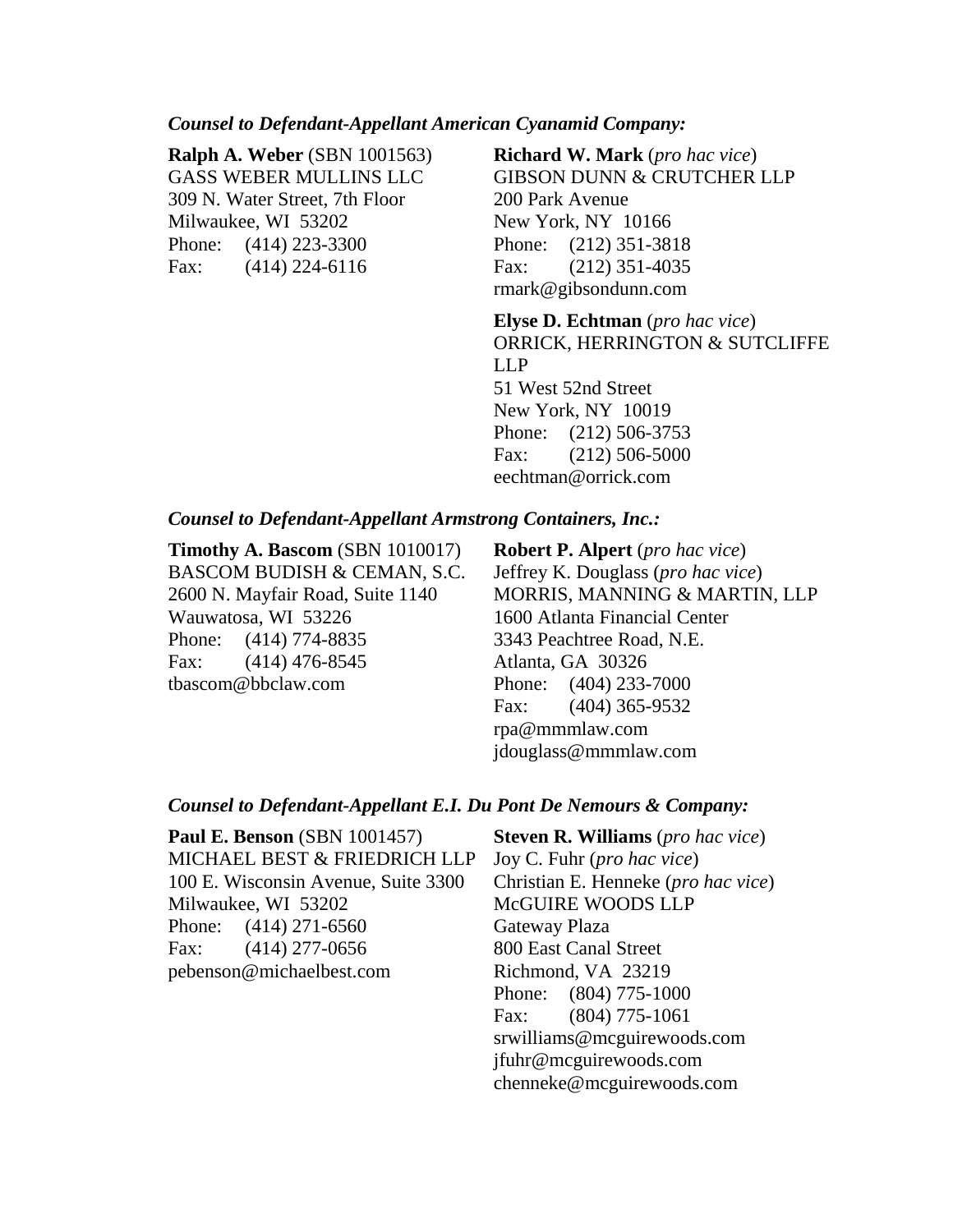***Counsel to Defendant-Appellant American Cyanamid Company:***

**Ralph A. Weber** (SBN 1001563)
GASS WEBER MULLINS LLC
309 N. Water Street, 7th Floor
Milwaukee, WI 53202
Phone: (414) 223-3300
Fax: (414) 224-6116

**Richard W. Mark** (*pro hac vice*)
GIBSON DUNN & CRUTCHER LLP
200 Park Avenue
New York, NY 10166
Phone: (212) 351-3818
Fax: (212) 351-4035
rmark@gibsondunn.com

**Elyse D. Echtman** (*pro hac vice*)
ORRICK, HERRINGTON & SUTCLIFFE LLP
51 West 52nd Street
New York, NY 10019
Phone: (212) 506-3753
Fax: (212) 506-5000
eechtman@orrick.com

***Counsel to Defendant-Appellant Armstrong Containers, Inc.:***

**Timothy A. Bascom** (SBN 1010017)
BASCOM BUDISH & CEMAN, S.C.
2600 N. Mayfair Road, Suite 1140
Wauwatosa, WI 53226
Phone: (414) 774-8835
Fax: (414) 476-8545
tbascom@bbclaw.com

**Robert P. Alpert** (*pro hac vice*)
Jeffrey K. Douglass (*pro hac vice*)
MORRIS, MANNING & MARTIN, LLP
1600 Atlanta Financial Center
3343 Peachtree Road, N.E.
Atlanta, GA 30326
Phone: (404) 233-7000
Fax: (404) 365-9532
rpa@mmmlaw.com
jdouglass@mmmlaw.com

***Counsel to Defendant-Appellant E.I. Du Pont De Nemours & Company:***

**Paul E. Benson** (SBN 1001457)
MICHAEL BEST & FRIEDRICH LLP
100 E. Wisconsin Avenue, Suite 3300
Milwaukee, WI 53202
Phone: (414) 271-6560
Fax: (414) 277-0656
pebenson@michaelbest.com

**Steven R. Williams** (*pro hac vice*)
Joy C. Fuhr (*pro hac vice*)
Christian E. Henneke (*pro hac vice*)
McGUIRE WOODS LLP
Gateway Plaza
800 East Canal Street
Richmond, VA 23219
Phone: (804) 775-1000
Fax: (804) 775-1061
srwilliams@mcguirewoods.com
jfuhr@mcguirewoods.com
chenneke@mcguirewoods.com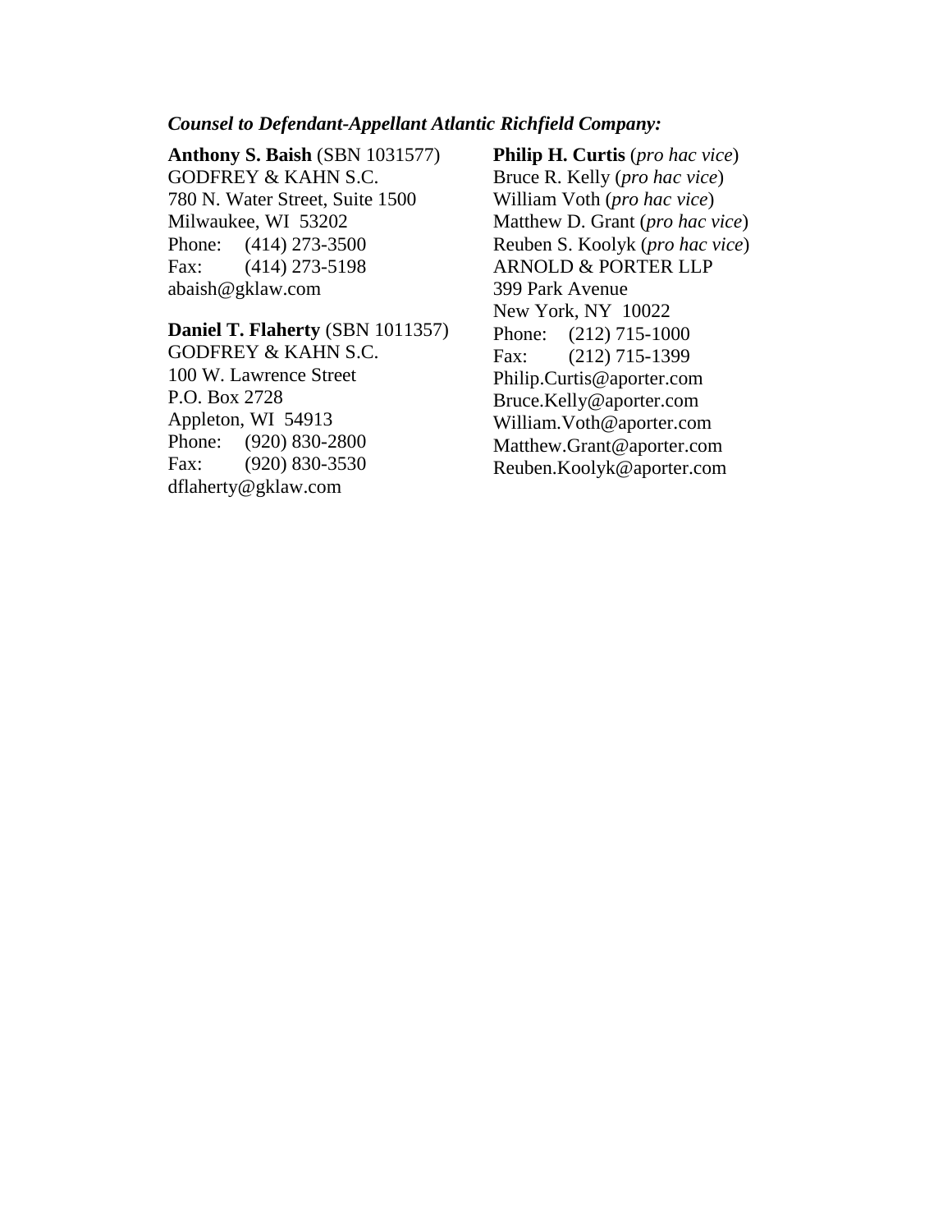***Counsel to Defendant-Appellant Atlantic Richfield Company:***

**Anthony S. Baish** (SBN 1031577)
GODFREY & KAHN S.C.
780 N. Water Street, Suite 1500
Milwaukee, WI 53202
Phone: (414) 273-3500
Fax: (414) 273-5198
abaish@gklaw.com

**Daniel T. Flaherty** (SBN 1011357)
GODFREY & KAHN S.C.
100 W. Lawrence Street
P.O. Box 2728
Appleton, WI 54913
Phone: (920) 830-2800
Fax: (920) 830-3530
dflaherty@gklaw.com

**Philip H. Curtis** (*pro hac vice*)
Bruce R. Kelly (*pro hac vice*)
William Voth (*pro hac vice*)
Matthew D. Grant (*pro hac vice*)
Reuben S. Koolyk (*pro hac vice*)
ARNOLD & PORTER LLP
399 Park Avenue
New York, NY 10022
Phone: (212) 715-1000
Fax: (212) 715-1399
Philip.Curtis@aporter.com
Bruce.Kelly@aporter.com
William.Voth@aporter.com
Matthew.Grant@aporter.com
Reuben.Koolyk@aporter.com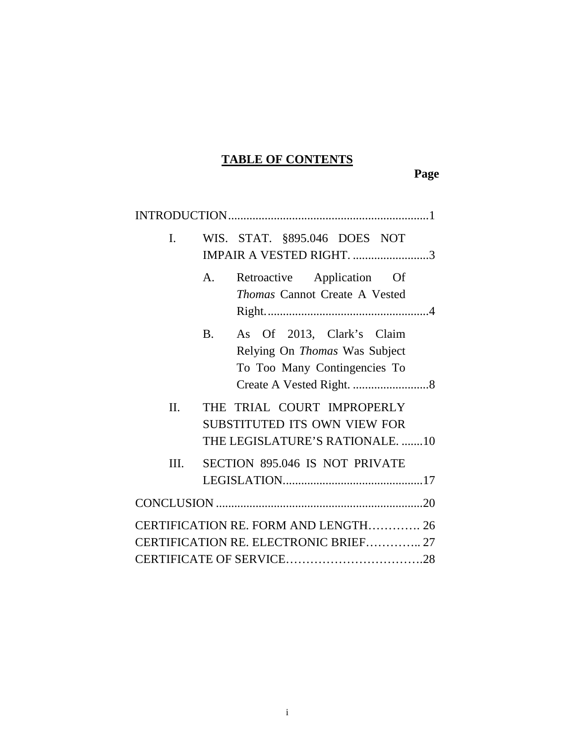# TABLE OF CONTENTS

**Page**

INTRODUCTION.................................................................1

I. WIS. STAT. §895.046 DOES NOT IMPAIR A VESTED RIGHT. ........................3

A. Retroactive Application Of *Thomas* Cannot Create A Vested Right......................................................4

B. As Of 2013, Clark's Claim Relying On *Thomas* Was Subject To Too Many Contingencies To Create A Vested Right. .........................8

II. THE TRIAL COURT IMPROPERLY SUBSTITUTED ITS OWN VIEW FOR THE LEGISLATURE'S RATIONALE. .......10

III. SECTION 895.046 IS NOT PRIVATE LEGISLATION..............................................17

CONCLUSION ...................................................................20

CERTIFICATION RE. FORM AND LENGTH…………. 26

CERTIFICATION RE. ELECTRONIC BRIEF………….. 27

CERTIFICATE OF SERVICE…………………………….28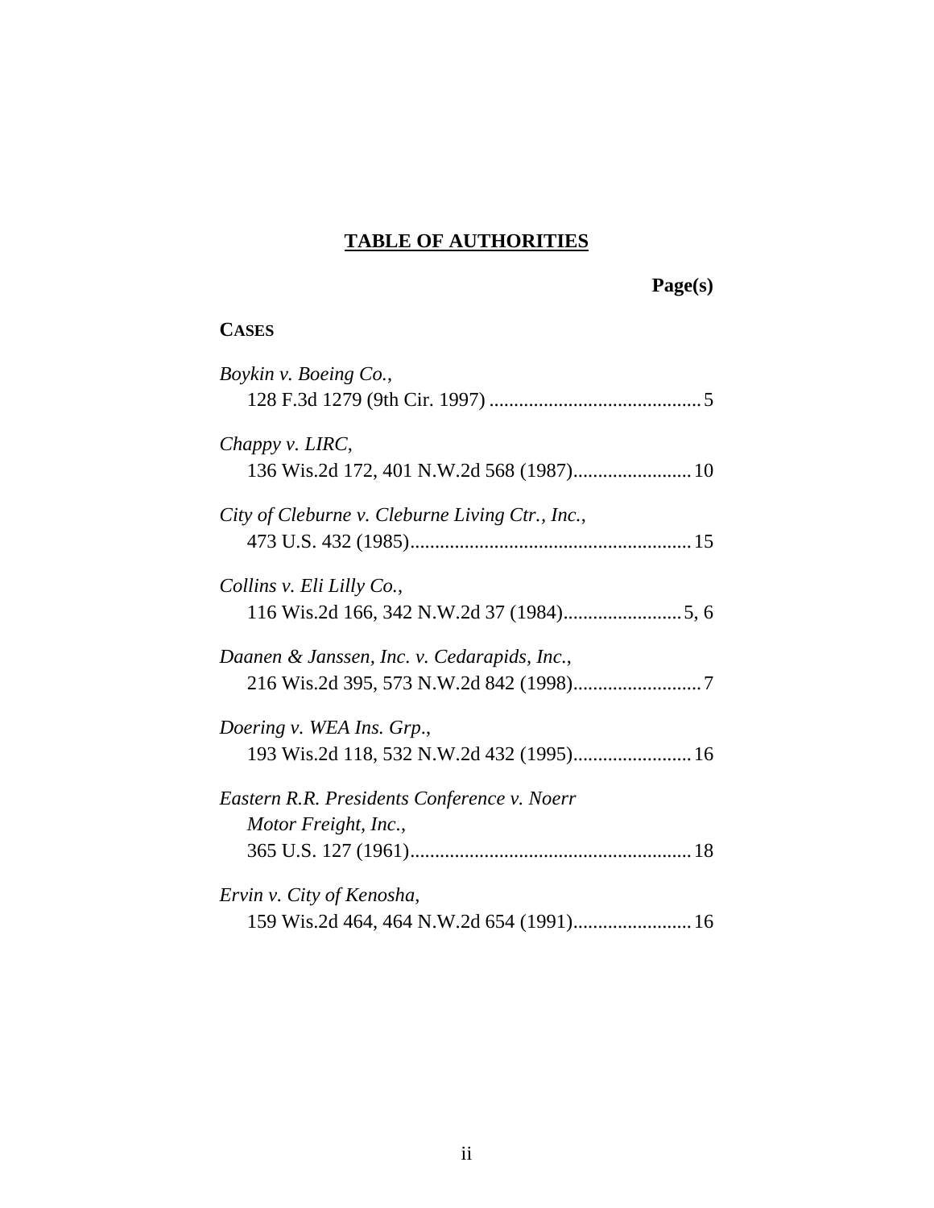## TABLE OF AUTHORITIES

**Page(s)**

**CASES**

*Boykin v. Boeing Co.*,
128 F.3d 1279 (9th Cir. 1997) ........................................... 5

*Chappy v. LIRC*,
136 Wis.2d 172, 401 N.W.2d 568 (1987)........................ 10

*City of Cleburne v. Cleburne Living Ctr., Inc.*,
473 U.S. 432 (1985)......................................................... 15

*Collins v. Eli Lilly Co.*,
116 Wis.2d 166, 342 N.W.2d 37 (1984)........................ 5, 6

*Daanen & Janssen, Inc. v. Cedarapids, Inc.*,
216 Wis.2d 395, 573 N.W.2d 842 (1998).......................... 7

*Doering v. WEA Ins. Grp.*,
193 Wis.2d 118, 532 N.W.2d 432 (1995)........................ 16

*Eastern R.R. Presidents Conference v. Noerr Motor Freight, Inc.*,
365 U.S. 127 (1961)......................................................... 18

*Ervin v. City of Kenosha*,
159 Wis.2d 464, 464 N.W.2d 654 (1991)........................ 16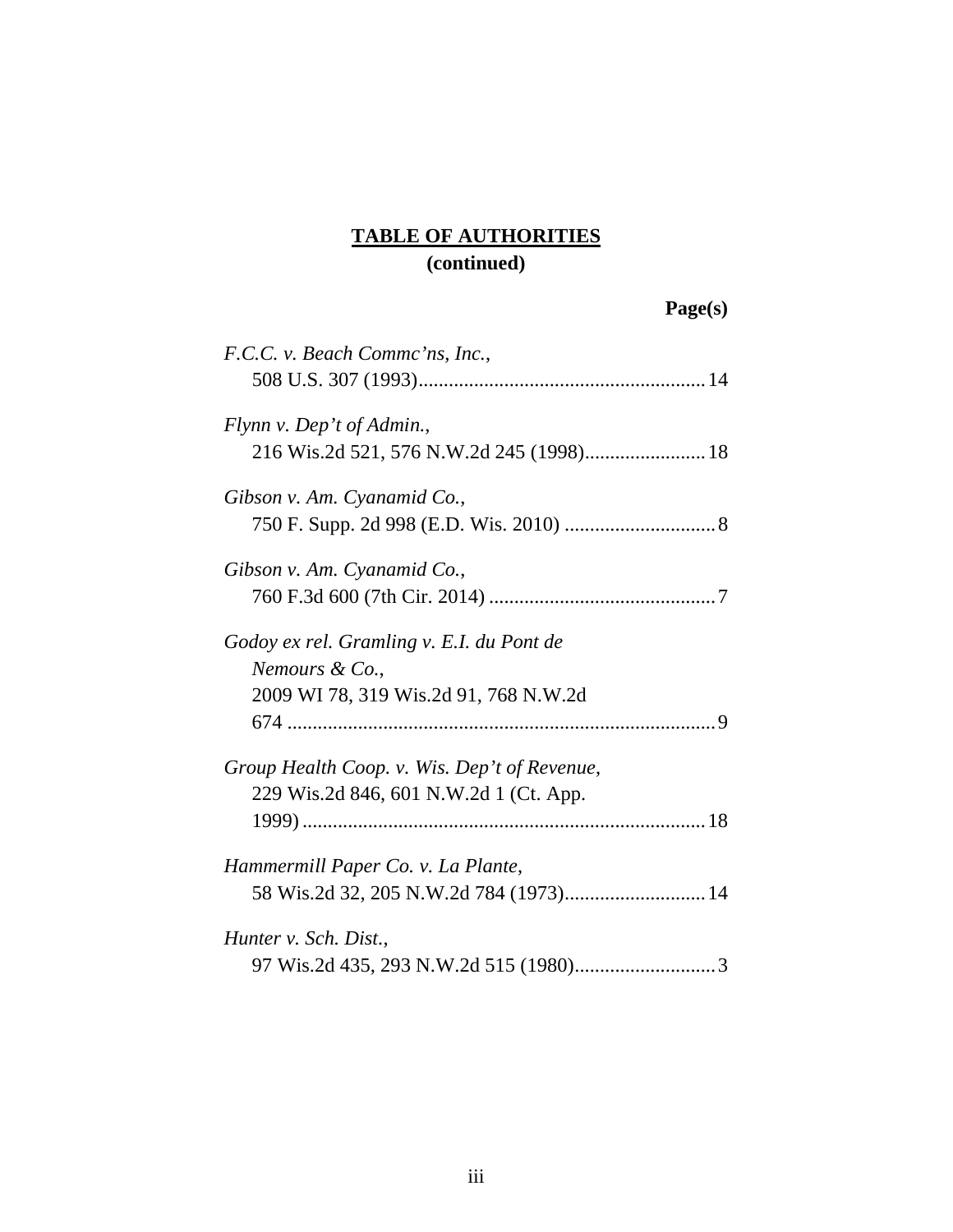**TABLE OF AUTHORITIES**
**(continued)**

**Page(s)**

*F.C.C. v. Beach Commc'ns, Inc.*,
508 U.S. 307 (1993)........................................................14

*Flynn v. Dep't of Admin.*,
216 Wis.2d 521, 576 N.W.2d 245 (1998)........................18

*Gibson v. Am. Cyanamid Co.*,
750 F. Supp. 2d 998 (E.D. Wis. 2010) ..............................8

*Gibson v. Am. Cyanamid Co.*,
760 F.3d 600 (7th Cir. 2014) .............................................7

*Godoy ex rel. Gramling v. E.I. du Pont de Nemours & Co.*,
2009 WI 78, 319 Wis.2d 91, 768 N.W.2d 674 ....................................................................................9

*Group Health Coop. v. Wis. Dep't of Revenue*,
229 Wis.2d 846, 601 N.W.2d 1 (Ct. App. 1999) ...............................................................................18

*Hammermill Paper Co. v. La Plante*,
58 Wis.2d 32, 205 N.W.2d 784 (1973)............................14

*Hunter v. Sch. Dist.*,
97 Wis.2d 435, 293 N.W.2d 515 (1980)............................3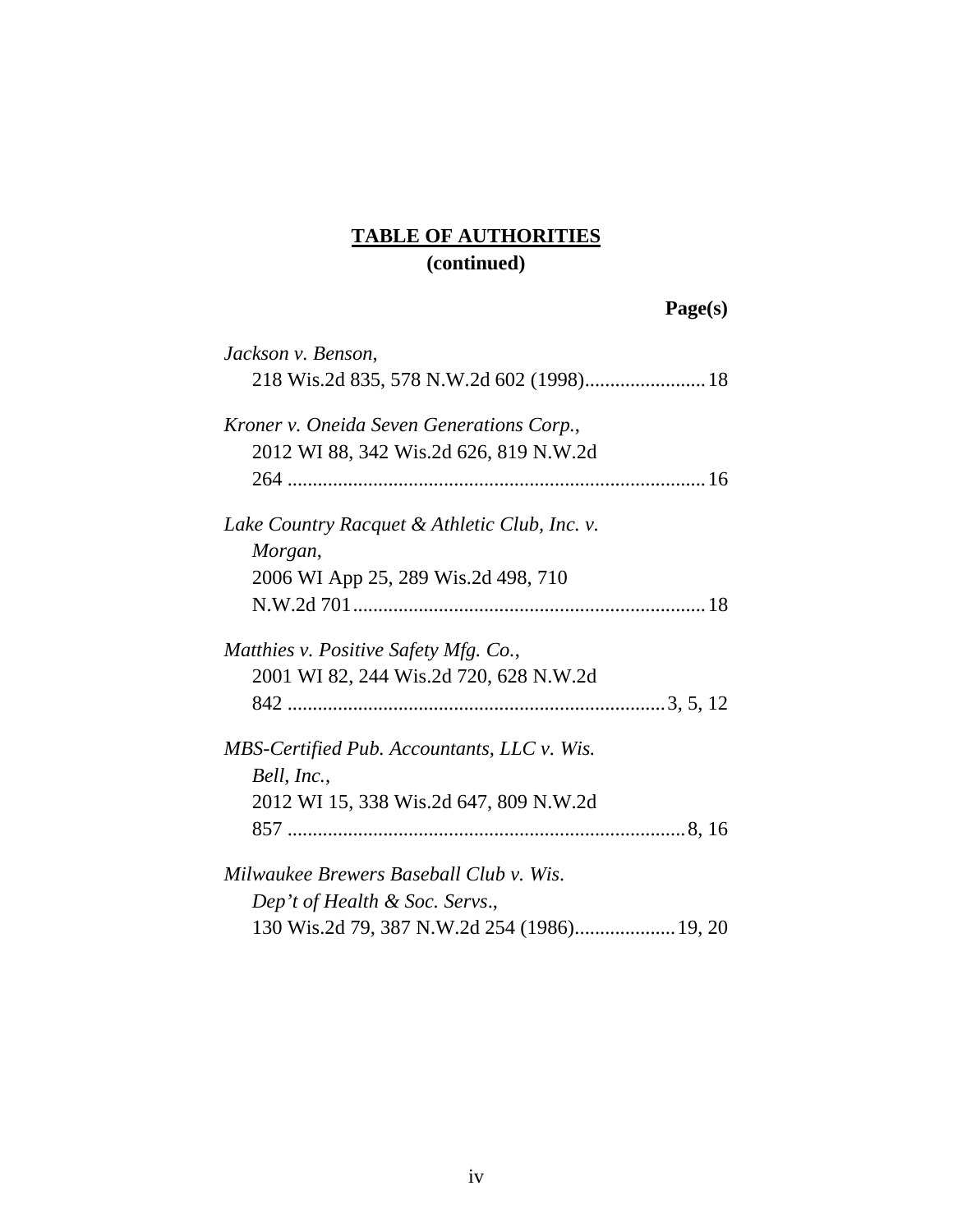**TABLE OF AUTHORITIES**
**(continued)**

**Page(s)**

*Jackson v. Benson*,
218 Wis.2d 835, 578 N.W.2d 602 (1998)........................18

*Kroner v. Oneida Seven Generations Corp.*,
2012 WI 88, 342 Wis.2d 626, 819 N.W.2d 264 ..................................................................................16

*Lake Country Racquet & Athletic Club, Inc. v. Morgan*,
2006 WI App 25, 289 Wis.2d 498, 710 N.W.2d 701......................................................................18

*Matthies v. Positive Safety Mfg. Co.*,
2001 WI 82, 244 Wis.2d 720, 628 N.W.2d 842 ..........................................................................3, 5, 12

*MBS-Certified Pub. Accountants, LLC v. Wis. Bell, Inc.*,
2012 WI 15, 338 Wis.2d 647, 809 N.W.2d 857 ..............................................................................8, 16

*Milwaukee Brewers Baseball Club v. Wis. Dep't of Health & Soc. Servs.*,
130 Wis.2d 79, 387 N.W.2d 254 (1986)....................19, 20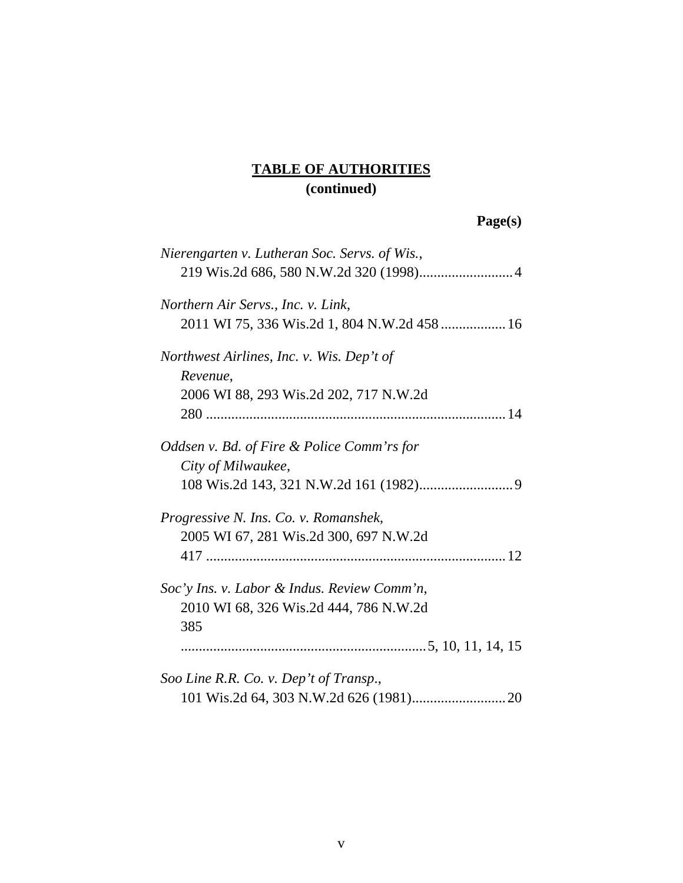## TABLE OF AUTHORITIES
**(continued)**

**Page(s)**

*Nierengarten v. Lutheran Soc. Servs. of Wis.*,
219 Wis.2d 686, 580 N.W.2d 320 (1998).......................... 4

*Northern Air Servs., Inc. v. Link*,
2011 WI 75, 336 Wis.2d 1, 804 N.W.2d 458 .................. 16

*Northwest Airlines, Inc. v. Wis. Dep't of Revenue*,
2006 WI 88, 293 Wis.2d 202, 717 N.W.2d 280 .................................................................................. 14

*Oddsen v. Bd. of Fire & Police Comm'rs for City of Milwaukee*,
108 Wis.2d 143, 321 N.W.2d 161 (1982).......................... 9

*Progressive N. Ins. Co. v. Romanshek*,
2005 WI 67, 281 Wis.2d 300, 697 N.W.2d 417 .................................................................................. 12

*Soc'y Ins. v. Labor & Indus. Review Comm'n*,
2010 WI 68, 326 Wis.2d 444, 786 N.W.2d 385 ................................................................... 5, 10, 11, 14, 15

*Soo Line R.R. Co. v. Dep't of Transp.*,
101 Wis.2d 64, 303 N.W.2d 626 (1981).......................... 20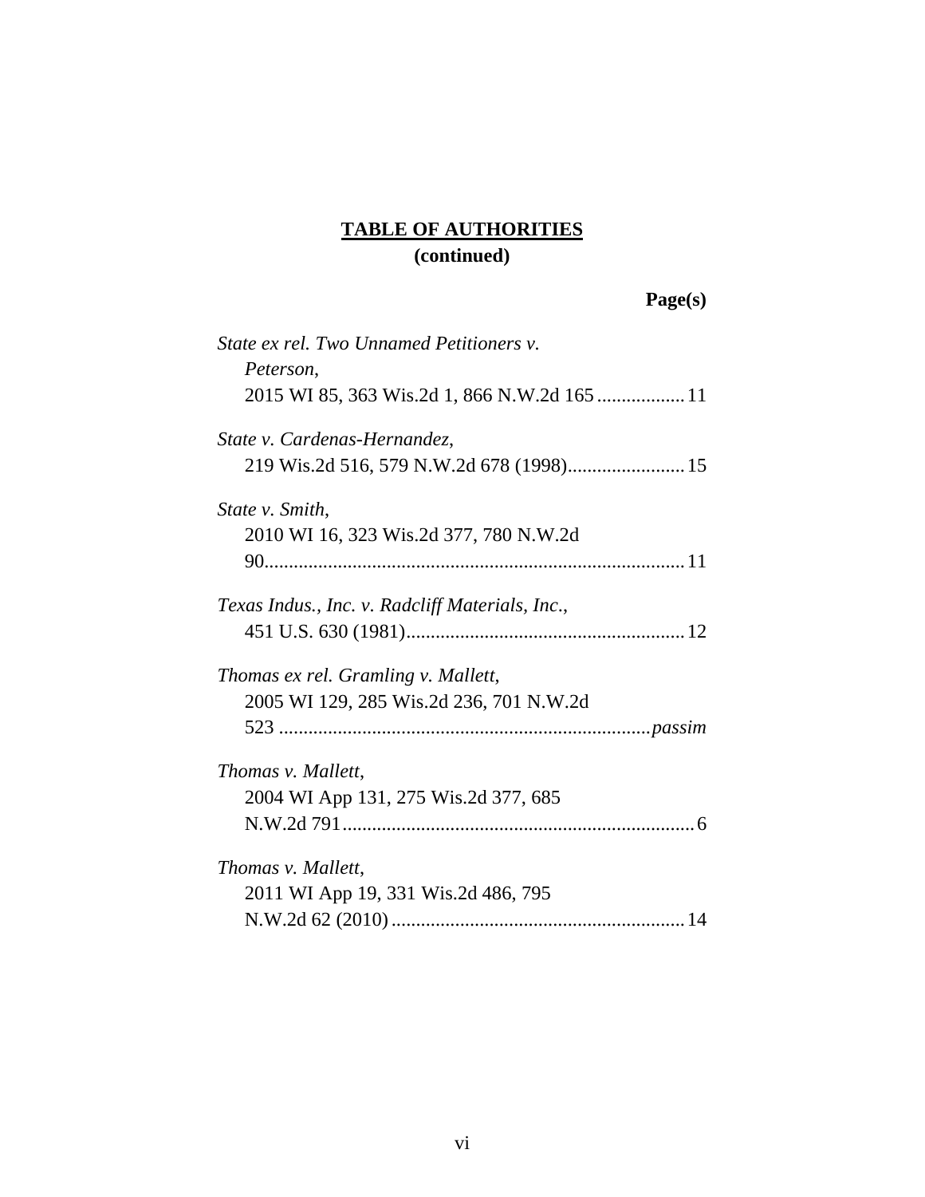**<u>TABLE OF AUTHORITIES</u>**
**(continued)**

**Page(s)**

*State ex rel. Two Unnamed Petitioners v. Peterson*, 2015 WI 85, 363 Wis.2d 1, 866 N.W.2d 165 .................. 11

*State v. Cardenas-Hernandez*, 219 Wis.2d 516, 579 N.W.2d 678 (1998)........................ 15

*State v. Smith*, 2010 WI 16, 323 Wis.2d 377, 780 N.W.2d 90...................................................................................... 11

*Texas Indus., Inc. v. Radcliff Materials, Inc.*, 451 U.S. 630 (1981).......................................................... 12

*Thomas ex rel. Gramling v. Mallett*, 2005 WI 129, 285 Wis.2d 236, 701 N.W.2d 523 ............................................................................ *passim*

*Thomas v. Mallett*, 2004 WI App 131, 275 Wis.2d 377, 685 N.W.2d 791........................................................................ 6

*Thomas v. Mallett*, 2011 WI App 19, 331 Wis.2d 486, 795 N.W.2d 62 (2010) ............................................................ 14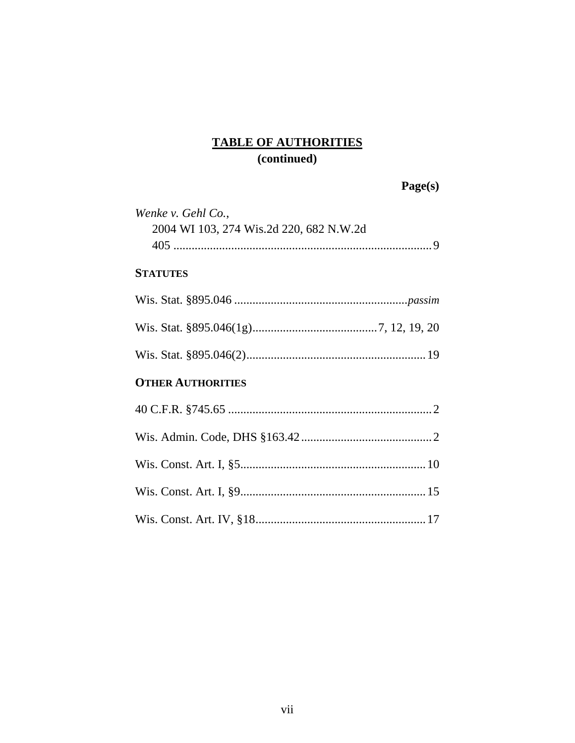## TABLE OF AUTHORITIES
**(continued)**

**Page(s)**

*Wenke v. Gehl Co.*,
2004 WI 103, 274 Wis.2d 220, 682 N.W.2d 405 .................................................................................... 9

**STATUTES**

Wis. Stat. §895.046 .........................................................*passim*

Wis. Stat. §895.046(1g).........................................7, 12, 19, 20

Wis. Stat. §895.046(2)...........................................................19

**OTHER AUTHORITIES**

40 C.F.R. §745.65 ..................................................................2

Wis. Admin. Code, DHS §163.42...........................................2

Wis. Const. Art. I, §5............................................................10

Wis. Const. Art. I, §9............................................................15

Wis. Const. Art. IV, §18........................................................17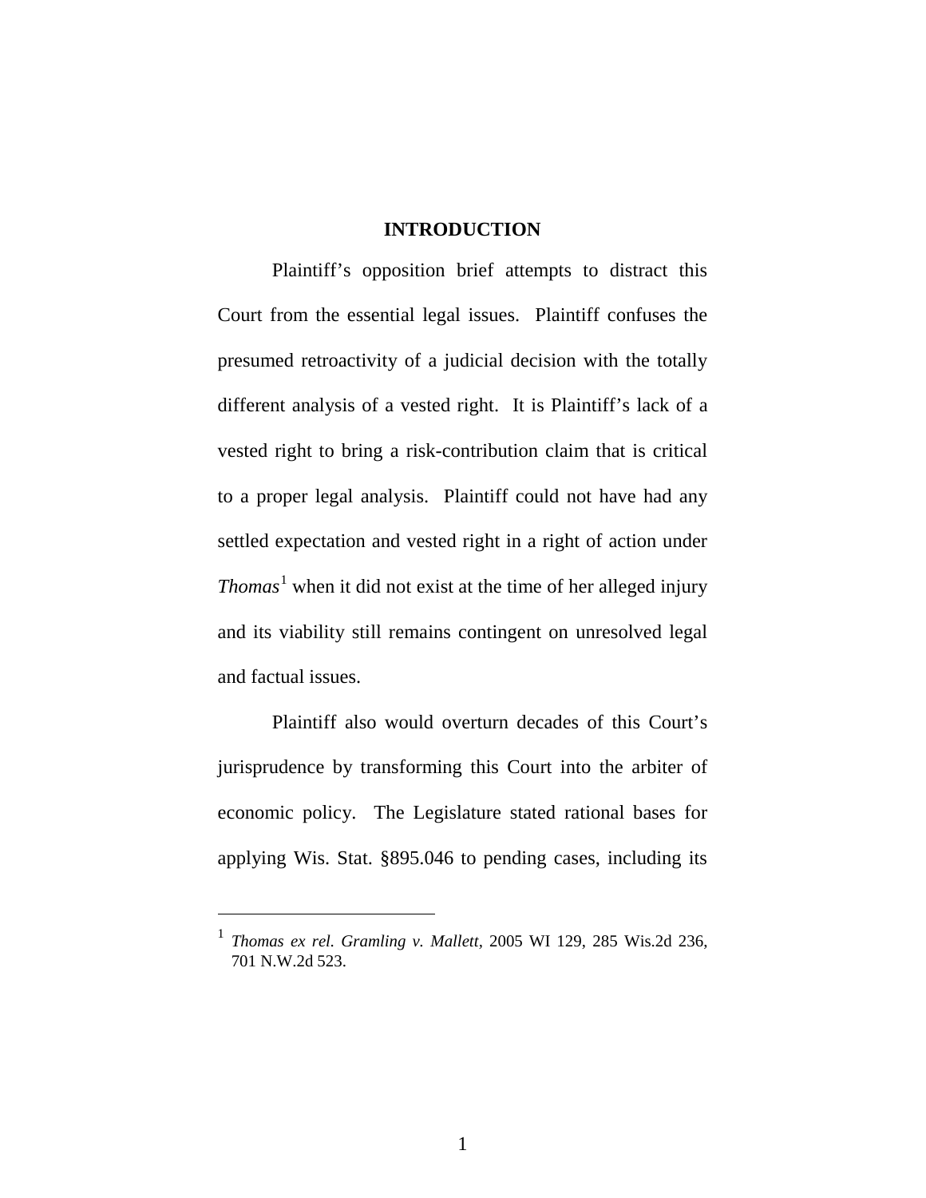## INTRODUCTION

Plaintiff's opposition brief attempts to distract this Court from the essential legal issues. Plaintiff confuses the presumed retroactivity of a judicial decision with the totally different analysis of a vested right. It is Plaintiff's lack of a vested right to bring a risk-contribution claim that is critical to a proper legal analysis. Plaintiff could not have had any settled expectation and vested right in a right of action under *Thomas*[1] when it did not exist at the time of her alleged injury and its viability still remains contingent on unresolved legal and factual issues.

Plaintiff also would overturn decades of this Court's jurisprudence by transforming this Court into the arbiter of economic policy. The Legislature stated rational bases for applying Wis. Stat. §895.046 to pending cases, including its

---

[1] *Thomas ex rel. Gramling v. Mallett*, 2005 WI 129, 285 Wis.2d 236, 701 N.W.2d 523.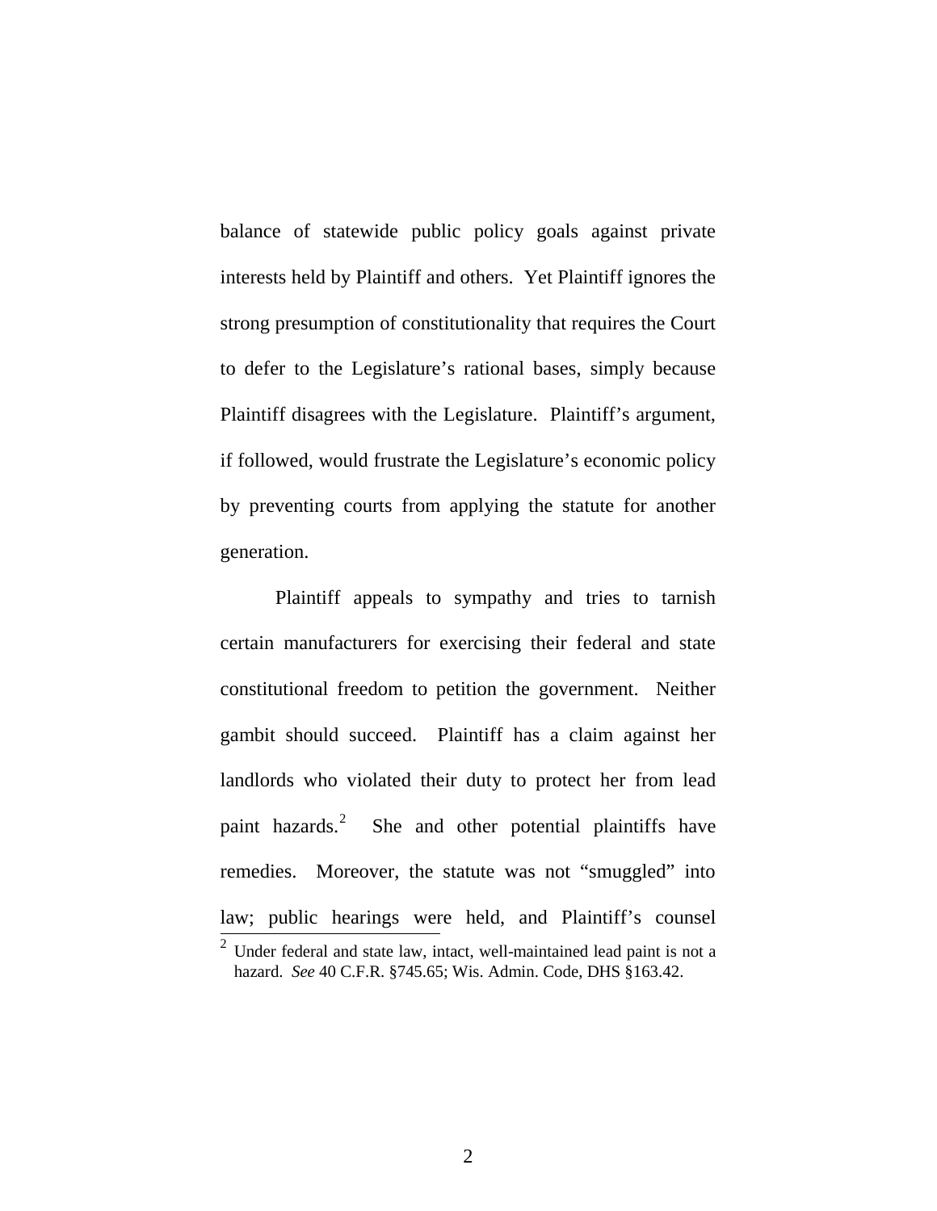balance of statewide public policy goals against private interests held by Plaintiff and others. Yet Plaintiff ignores the strong presumption of constitutionality that requires the Court to defer to the Legislature's rational bases, simply because Plaintiff disagrees with the Legislature. Plaintiff's argument, if followed, would frustrate the Legislature's economic policy by preventing courts from applying the statute for another generation.

Plaintiff appeals to sympathy and tries to tarnish certain manufacturers for exercising their federal and state constitutional freedom to petition the government. Neither gambit should succeed. Plaintiff has a claim against her landlords who violated their duty to protect her from lead paint hazards.[2] She and other potential plaintiffs have remedies. Moreover, the statute was not "smuggled" into law; public hearings were held, and Plaintiff's counsel

[2] Under federal and state law, intact, well-maintained lead paint is not a hazard. *See* 40 C.F.R. §745.65; Wis. Admin. Code, DHS §163.42.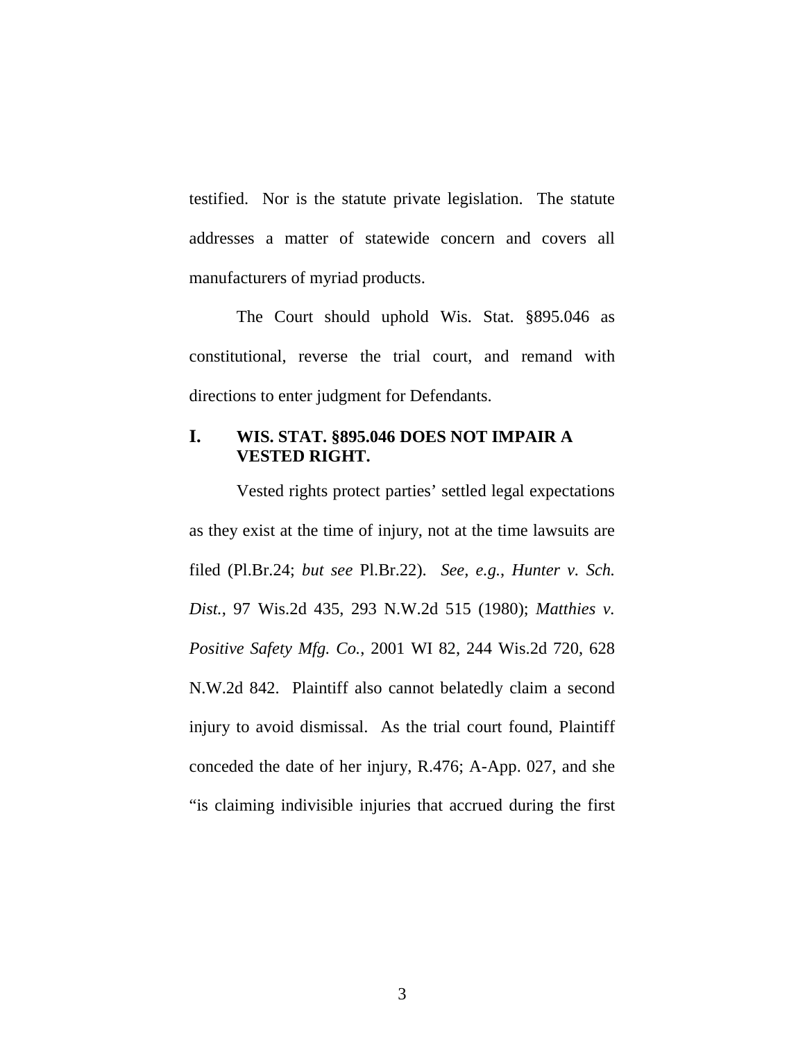testified. Nor is the statute private legislation. The statute addresses a matter of statewide concern and covers all manufacturers of myriad products.

The Court should uphold Wis. Stat. §895.046 as constitutional, reverse the trial court, and remand with directions to enter judgment for Defendants.

## I. WIS. STAT. §895.046 DOES NOT IMPAIR A VESTED RIGHT.

Vested rights protect parties' settled legal expectations as they exist at the time of injury, not at the time lawsuits are filed (Pl.Br.24; *but see* Pl.Br.22). *See, e.g.*, *Hunter v. Sch. Dist.*, 97 Wis.2d 435, 293 N.W.2d 515 (1980); *Matthies v. Positive Safety Mfg. Co.*, 2001 WI 82, 244 Wis.2d 720, 628 N.W.2d 842. Plaintiff also cannot belatedly claim a second injury to avoid dismissal. As the trial court found, Plaintiff conceded the date of her injury, R.476; A-App. 027, and she "is claiming indivisible injuries that accrued during the first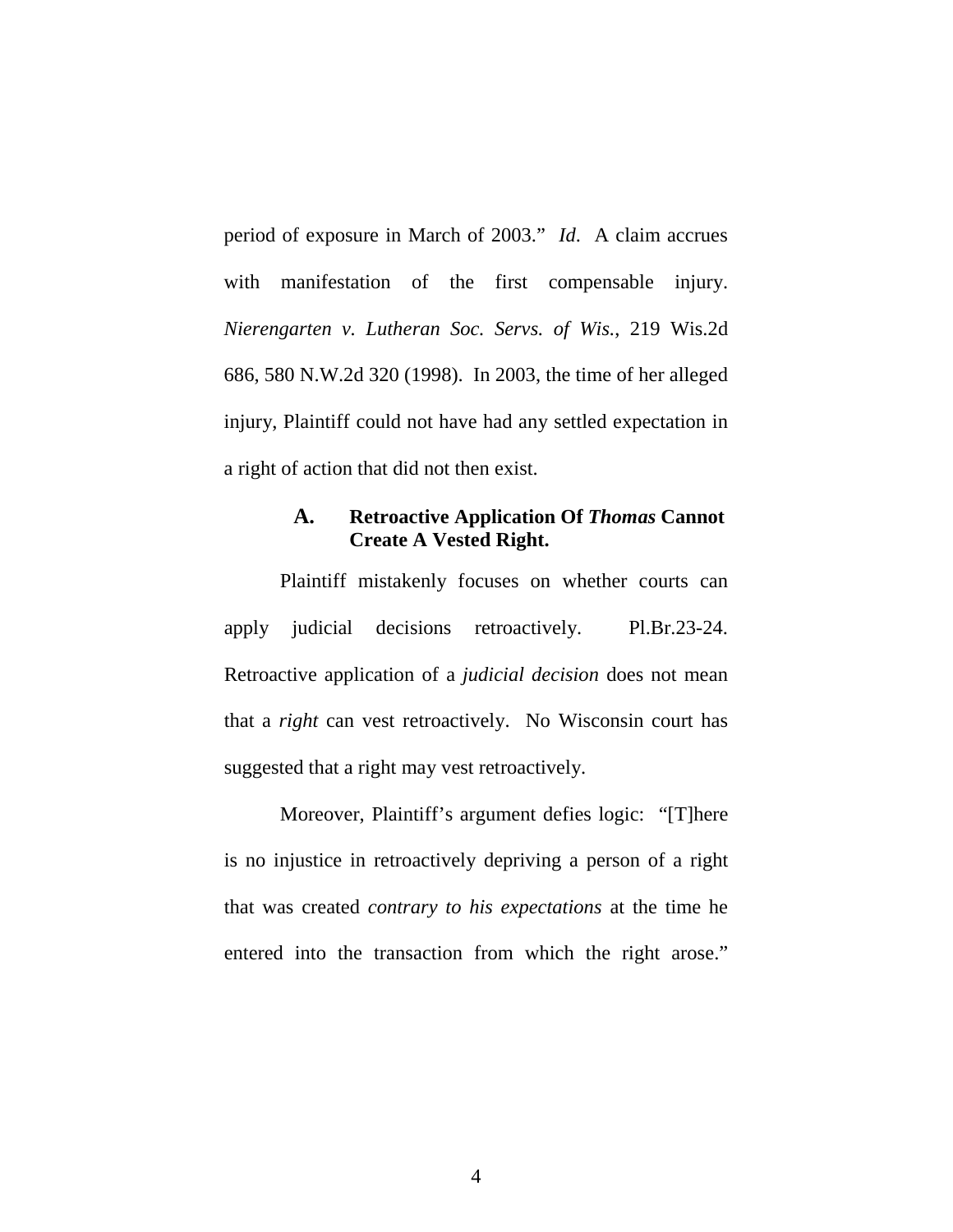period of exposure in March of 2003." *Id.* A claim accrues with manifestation of the first compensable injury. *Nierengarten v. Lutheran Soc. Servs. of Wis.*, 219 Wis.2d 686, 580 N.W.2d 320 (1998). In 2003, the time of her alleged injury, Plaintiff could not have had any settled expectation in a right of action that did not then exist.

### A. Retroactive Application Of *Thomas* Cannot Create A Vested Right.

Plaintiff mistakenly focuses on whether courts can apply judicial decisions retroactively. Pl.Br.23-24. Retroactive application of a *judicial decision* does not mean that a *right* can vest retroactively. No Wisconsin court has suggested that a right may vest retroactively.

Moreover, Plaintiff's argument defies logic: "[T]here is no injustice in retroactively depriving a person of a right that was created *contrary to his expectations* at the time he entered into the transaction from which the right arose."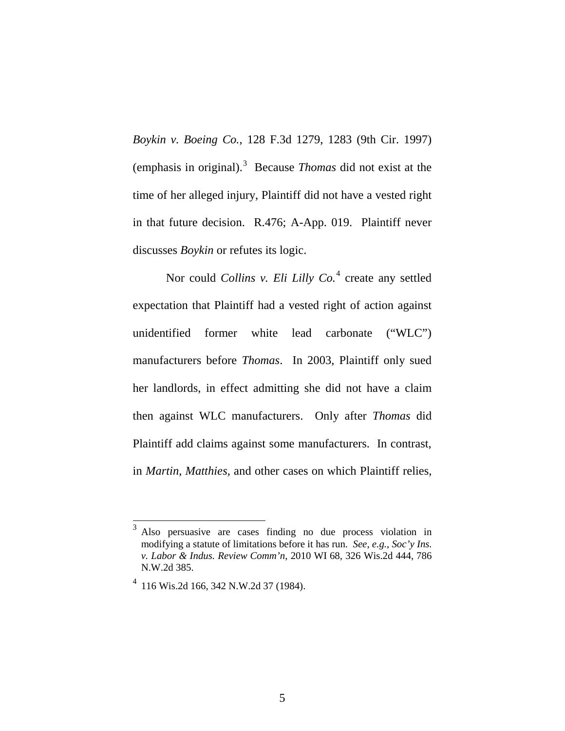*Boykin v. Boeing Co.*, 128 F.3d 1279, 1283 (9th Cir. 1997) (emphasis in original).[3] Because *Thomas* did not exist at the time of her alleged injury, Plaintiff did not have a vested right in that future decision. R.476; A-App. 019. Plaintiff never discusses *Boykin* or refutes its logic.

Nor could *Collins v. Eli Lilly Co.*[4] create any settled expectation that Plaintiff had a vested right of action against unidentified former white lead carbonate ("WLC") manufacturers before *Thomas*. In 2003, Plaintiff only sued her landlords, in effect admitting she did not have a claim then against WLC manufacturers. Only after *Thomas* did Plaintiff add claims against some manufacturers. In contrast, in *Martin*, *Matthies*, and other cases on which Plaintiff relies,

---

[3] Also persuasive are cases finding no due process violation in modifying a statute of limitations before it has run. *See, e.g.*, *Soc'y Ins. v. Labor & Indus. Review Comm'n*, 2010 WI 68, 326 Wis.2d 444, 786 N.W.2d 385.

[4] 116 Wis.2d 166, 342 N.W.2d 37 (1984).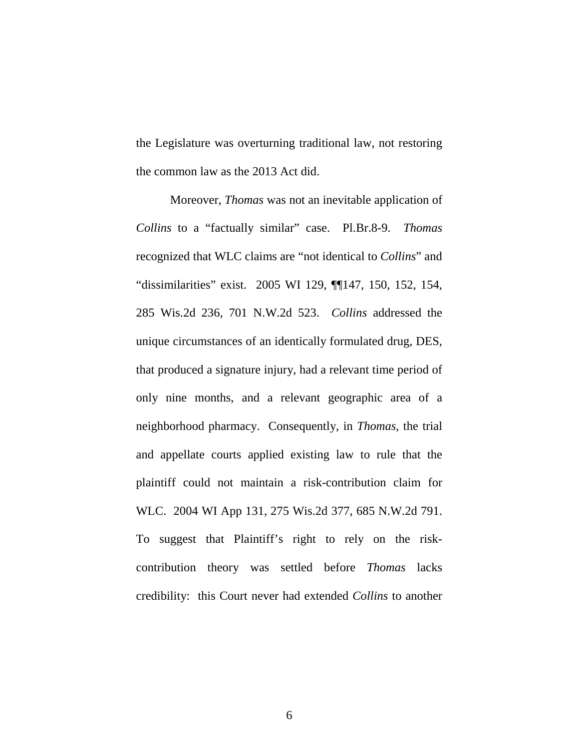the Legislature was overturning traditional law, not restoring the common law as the 2013 Act did.

Moreover, *Thomas* was not an inevitable application of *Collins* to a "factually similar" case. Pl.Br.8-9. *Thomas* recognized that WLC claims are "not identical to *Collins*" and "dissimilarities" exist. 2005 WI 129, ¶¶147, 150, 152, 154, 285 Wis.2d 236, 701 N.W.2d 523. *Collins* addressed the unique circumstances of an identically formulated drug, DES, that produced a signature injury, had a relevant time period of only nine months, and a relevant geographic area of a neighborhood pharmacy. Consequently, in *Thomas,* the trial and appellate courts applied existing law to rule that the plaintiff could not maintain a risk-contribution claim for WLC. 2004 WI App 131, 275 Wis.2d 377, 685 N.W.2d 791. To suggest that Plaintiff's right to rely on the risk-contribution theory was settled before *Thomas* lacks credibility: this Court never had extended *Collins* to another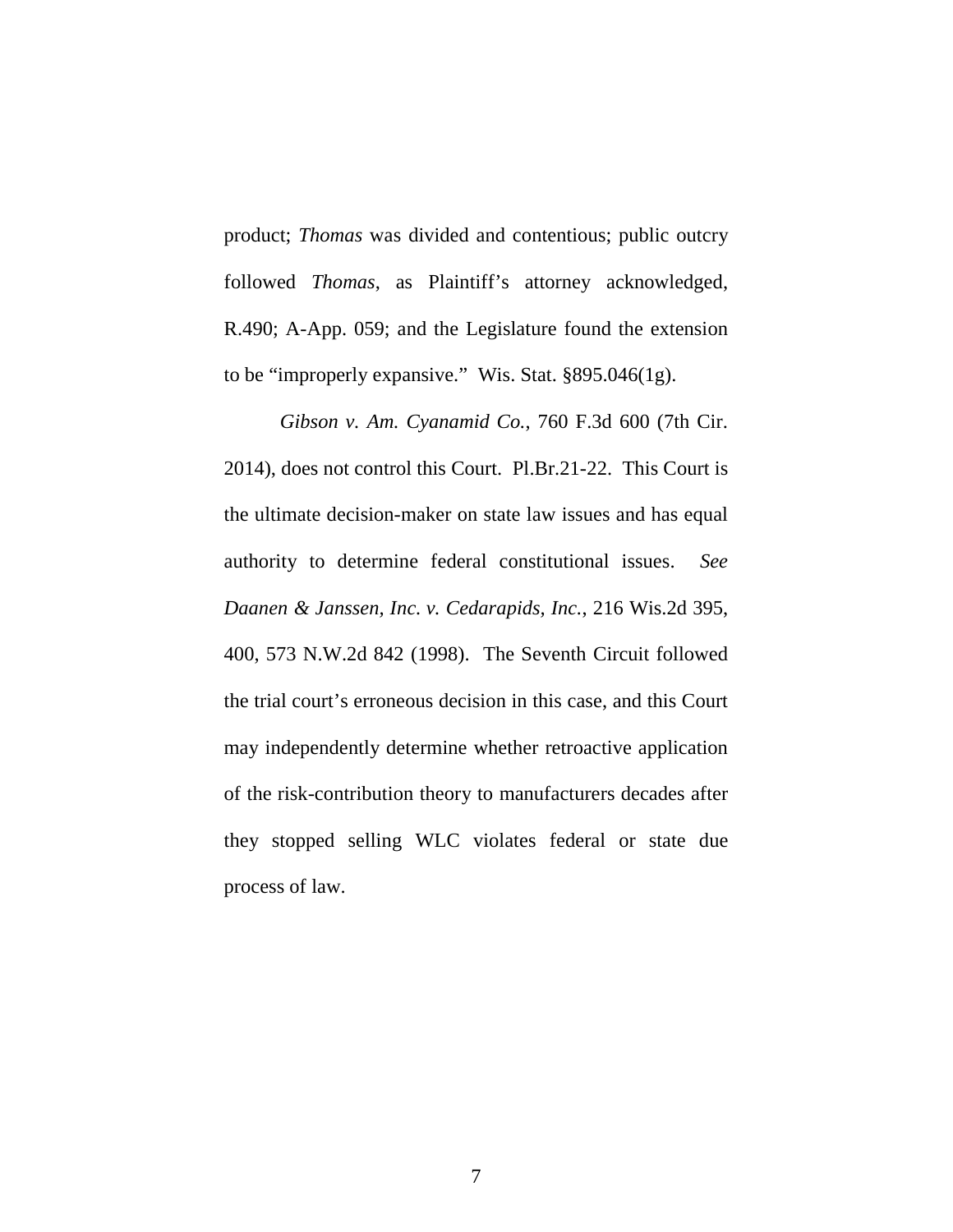product; *Thomas* was divided and contentious; public outcry followed *Thomas*, as Plaintiff's attorney acknowledged, R.490; A-App. 059; and the Legislature found the extension to be "improperly expansive." Wis. Stat. §895.046(1g).

*Gibson v. Am. Cyanamid Co.*, 760 F.3d 600 (7th Cir. 2014), does not control this Court. Pl.Br.21-22. This Court is the ultimate decision-maker on state law issues and has equal authority to determine federal constitutional issues. *See Daanen & Janssen, Inc. v. Cedarapids, Inc.*, 216 Wis.2d 395, 400, 573 N.W.2d 842 (1998). The Seventh Circuit followed the trial court's erroneous decision in this case, and this Court may independently determine whether retroactive application of the risk-contribution theory to manufacturers decades after they stopped selling WLC violates federal or state due process of law.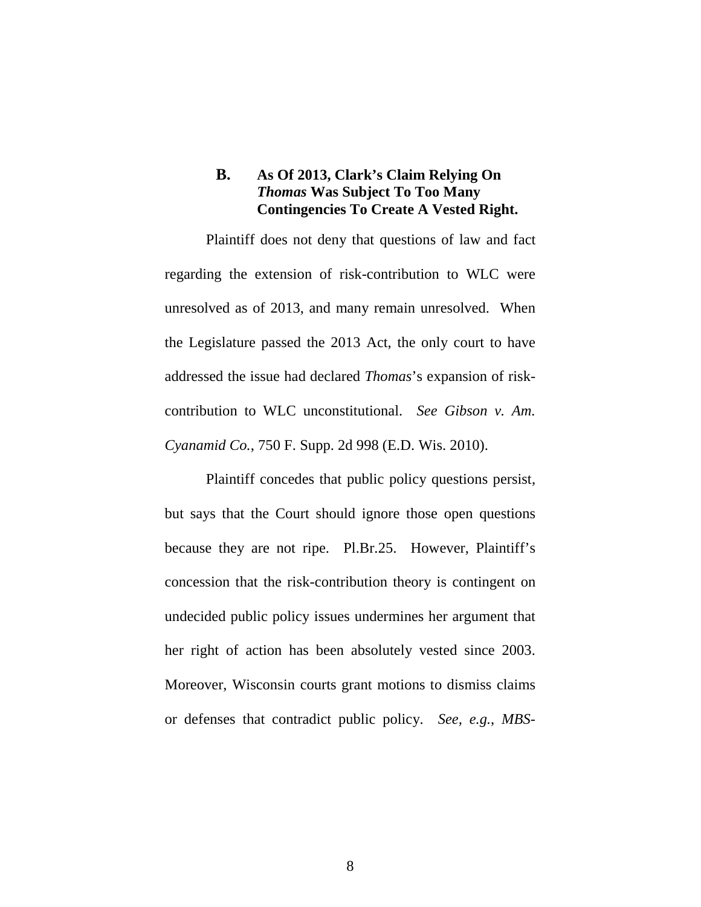### B. As Of 2013, Clark's Claim Relying On *Thomas* Was Subject To Too Many Contingencies To Create A Vested Right.

Plaintiff does not deny that questions of law and fact regarding the extension of risk-contribution to WLC were unresolved as of 2013, and many remain unresolved. When the Legislature passed the 2013 Act, the only court to have addressed the issue had declared *Thomas*'s expansion of risk-contribution to WLC unconstitutional. *See Gibson v. Am. Cyanamid Co.*, 750 F. Supp. 2d 998 (E.D. Wis. 2010).

Plaintiff concedes that public policy questions persist, but says that the Court should ignore those open questions because they are not ripe. Pl.Br.25. However, Plaintiff's concession that the risk-contribution theory is contingent on undecided public policy issues undermines her argument that her right of action has been absolutely vested since 2003. Moreover, Wisconsin courts grant motions to dismiss claims or defenses that contradict public policy. *See, e.g.*, *MBS-*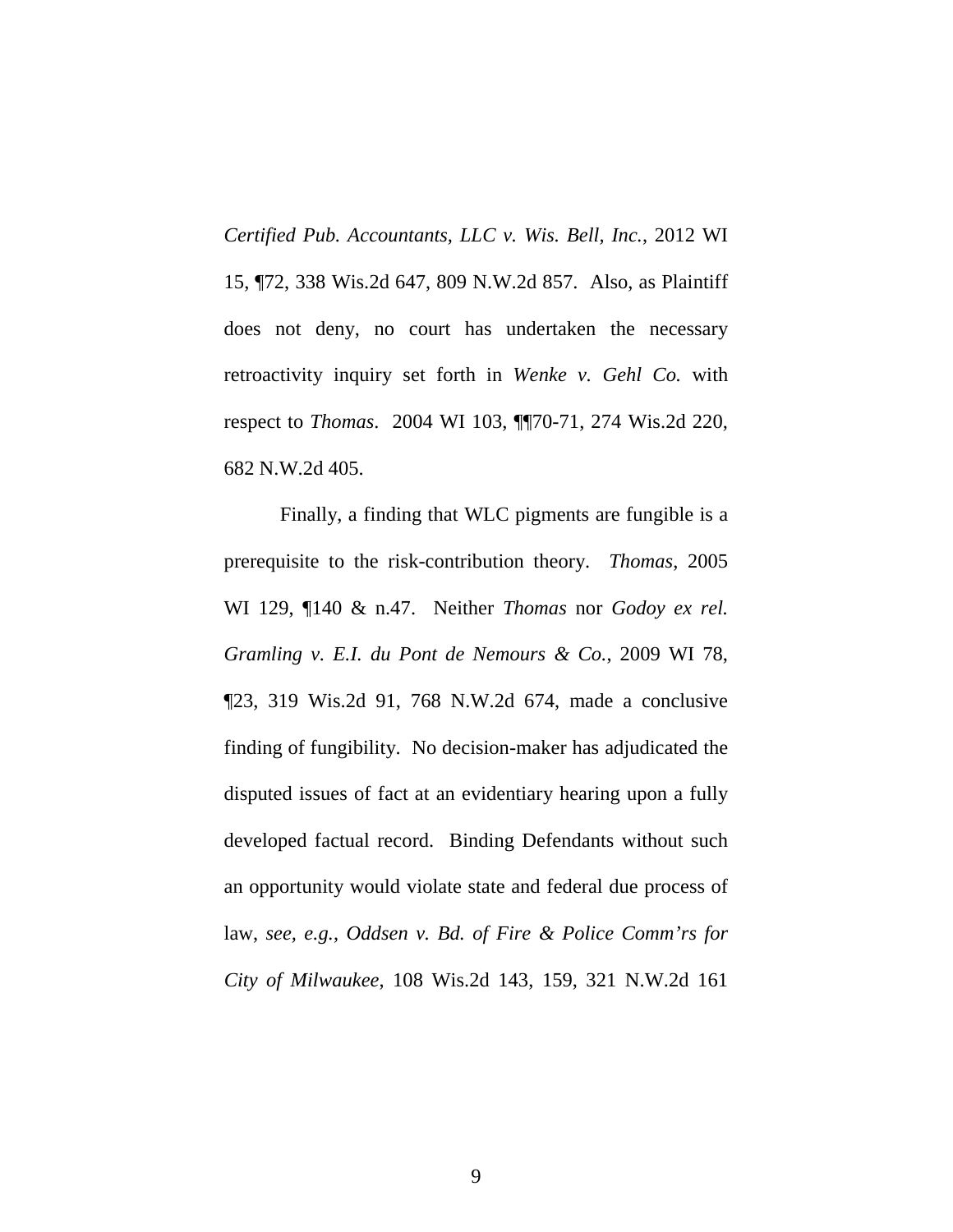*Certified Pub. Accountants, LLC v. Wis. Bell, Inc.*, 2012 WI 15, ¶72, 338 Wis.2d 647, 809 N.W.2d 857. Also, as Plaintiff does not deny, no court has undertaken the necessary retroactivity inquiry set forth in *Wenke v. Gehl Co.* with respect to *Thomas*. 2004 WI 103, ¶¶70-71, 274 Wis.2d 220, 682 N.W.2d 405.

Finally, a finding that WLC pigments are fungible is a prerequisite to the risk-contribution theory. *Thomas*, 2005 WI 129, ¶140 & n.47. Neither *Thomas* nor *Godoy ex rel. Gramling v. E.I. du Pont de Nemours & Co.*, 2009 WI 78, ¶23, 319 Wis.2d 91, 768 N.W.2d 674, made a conclusive finding of fungibility. No decision-maker has adjudicated the disputed issues of fact at an evidentiary hearing upon a fully developed factual record. Binding Defendants without such an opportunity would violate state and federal due process of law, *see, e.g.*, *Oddsen v. Bd. of Fire & Police Comm'rs for City of Milwaukee*, 108 Wis.2d 143, 159, 321 N.W.2d 161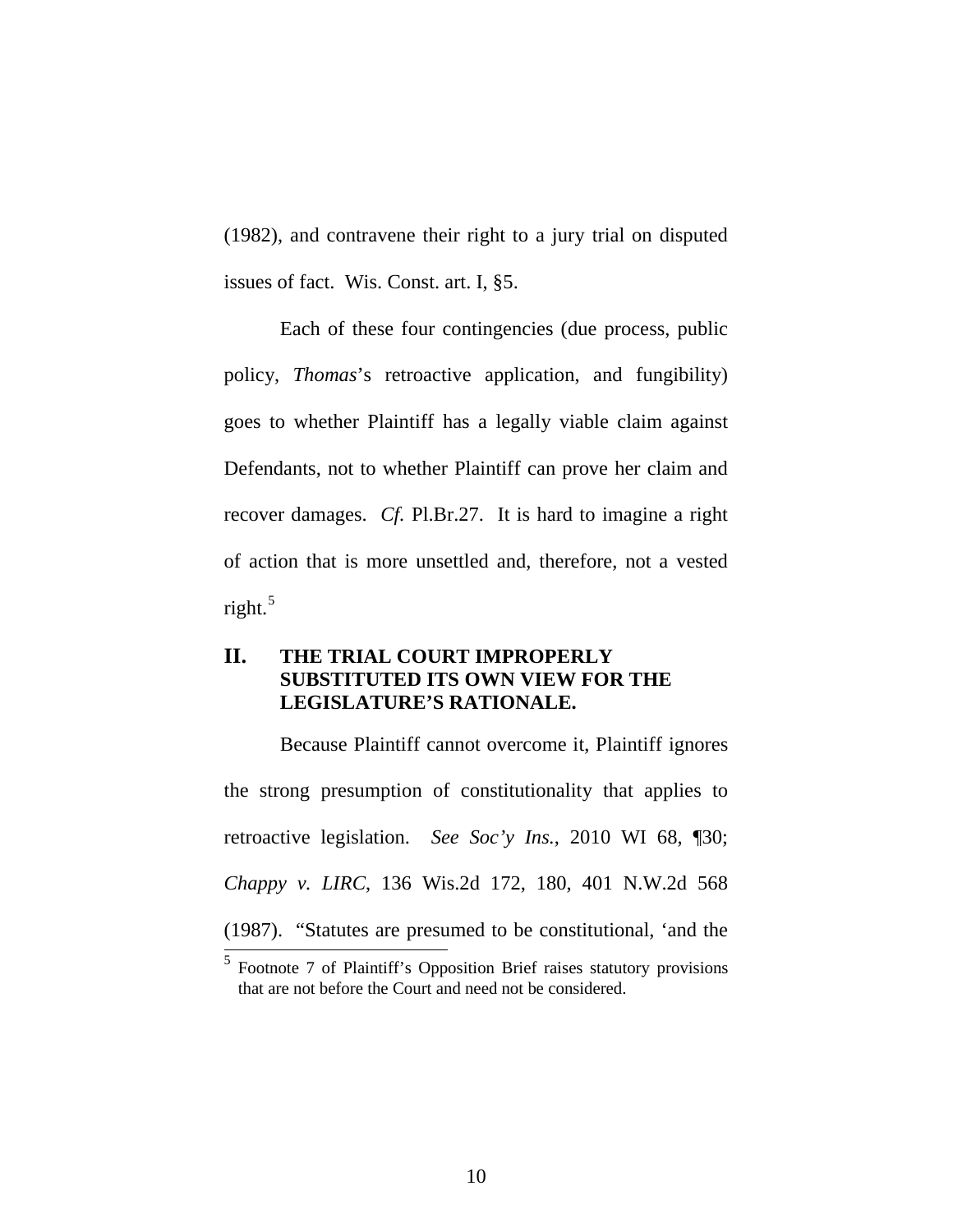(1982), and contravene their right to a jury trial on disputed issues of fact. Wis. Const. art. I, §5.

Each of these four contingencies (due process, public policy, *Thomas*'s retroactive application, and fungibility) goes to whether Plaintiff has a legally viable claim against Defendants, not to whether Plaintiff can prove her claim and recover damages. *Cf.* Pl.Br.27. It is hard to imagine a right of action that is more unsettled and, therefore, not a vested right.[5]

## II. THE TRIAL COURT IMPROPERLY SUBSTITUTED ITS OWN VIEW FOR THE LEGISLATURE'S RATIONALE.

Because Plaintiff cannot overcome it, Plaintiff ignores the strong presumption of constitutionality that applies to retroactive legislation. *See Soc'y Ins.*, 2010 WI 68, ¶30; *Chappy v. LIRC*, 136 Wis.2d 172, 180, 401 N.W.2d 568 (1987). "Statutes are presumed to be constitutional, 'and the

[5] Footnote 7 of Plaintiff's Opposition Brief raises statutory provisions that are not before the Court and need not be considered.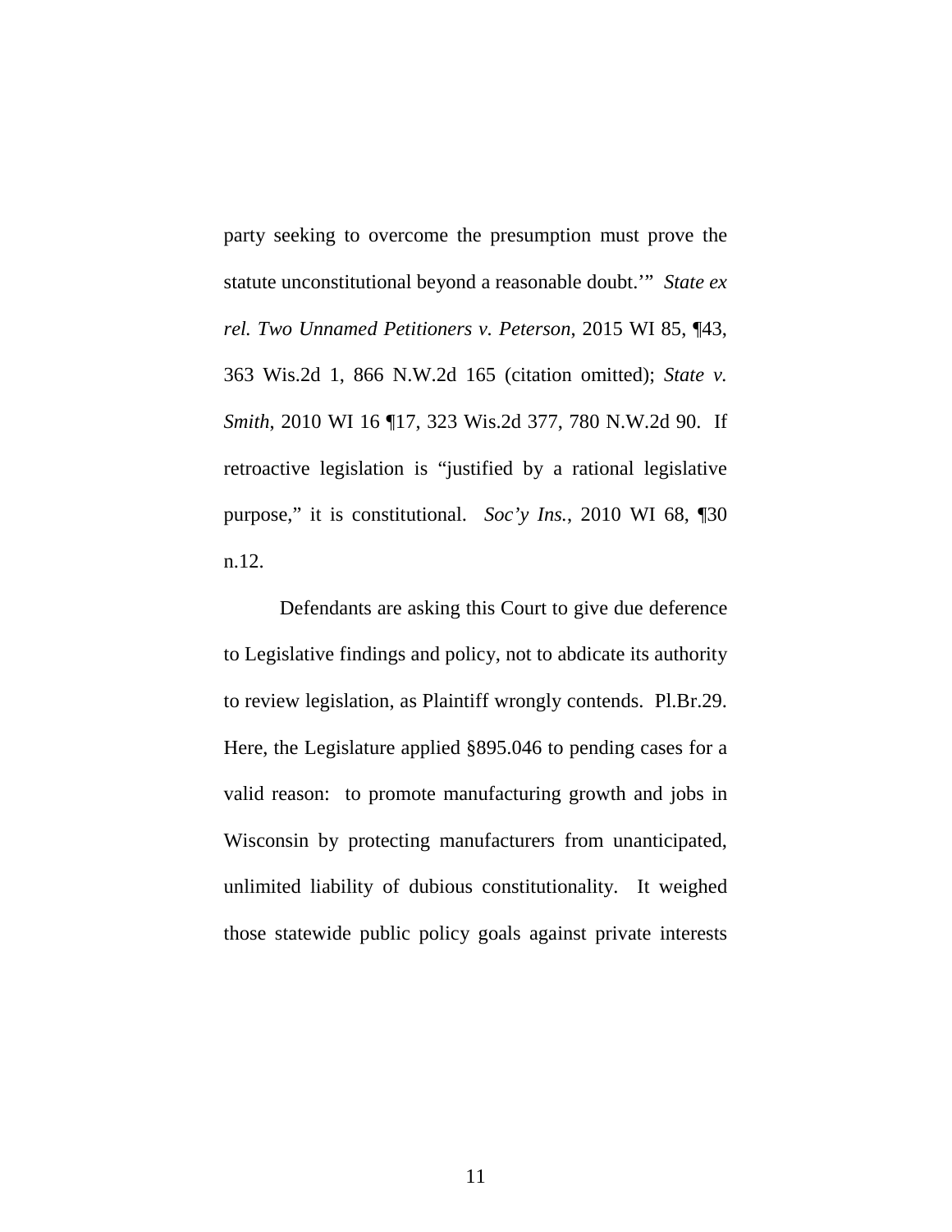party seeking to overcome the presumption must prove the statute unconstitutional beyond a reasonable doubt.'" *State ex rel. Two Unnamed Petitioners v. Peterson*, 2015 WI 85, ¶43, 363 Wis.2d 1, 866 N.W.2d 165 (citation omitted); *State v. Smith*, 2010 WI 16 ¶17, 323 Wis.2d 377, 780 N.W.2d 90. If retroactive legislation is "justified by a rational legislative purpose," it is constitutional. *Soc'y Ins.*, 2010 WI 68, ¶30 n.12.

Defendants are asking this Court to give due deference to Legislative findings and policy, not to abdicate its authority to review legislation, as Plaintiff wrongly contends. Pl.Br.29. Here, the Legislature applied §895.046 to pending cases for a valid reason: to promote manufacturing growth and jobs in Wisconsin by protecting manufacturers from unanticipated, unlimited liability of dubious constitutionality. It weighed those statewide public policy goals against private interests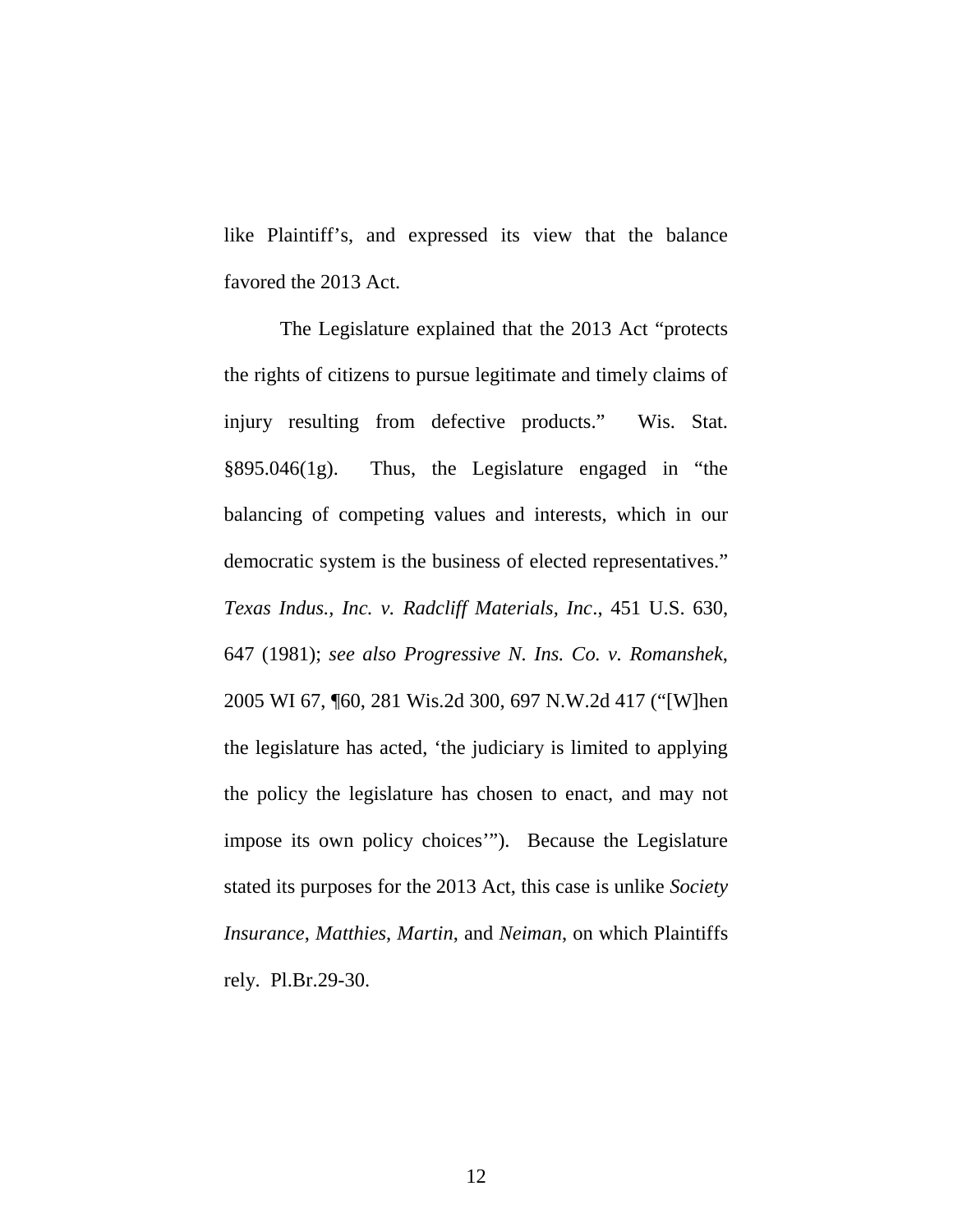like Plaintiff's, and expressed its view that the balance favored the 2013 Act.

The Legislature explained that the 2013 Act "protects the rights of citizens to pursue legitimate and timely claims of injury resulting from defective products." Wis. Stat. §895.046(1g). Thus, the Legislature engaged in "the balancing of competing values and interests, which in our democratic system is the business of elected representatives." *Texas Indus., Inc. v. Radcliff Materials, Inc.*, 451 U.S. 630, 647 (1981); *see also Progressive N. Ins. Co. v. Romanshek*, 2005 WI 67, ¶60, 281 Wis.2d 300, 697 N.W.2d 417 ("[W]hen the legislature has acted, 'the judiciary is limited to applying the policy the legislature has chosen to enact, and may not impose its own policy choices'"). Because the Legislature stated its purposes for the 2013 Act, this case is unlike *Society Insurance*, *Matthies*, *Martin*, and *Neiman*, on which Plaintiffs rely. Pl.Br.29-30.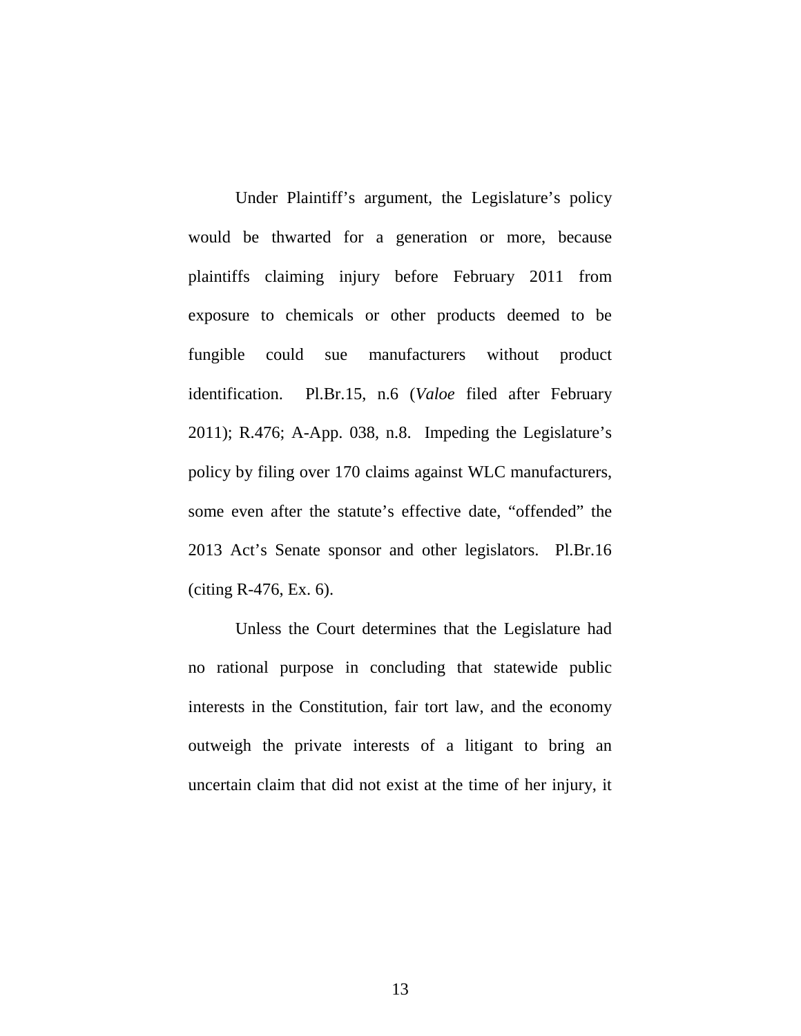Under Plaintiff's argument, the Legislature's policy would be thwarted for a generation or more, because plaintiffs claiming injury before February 2011 from exposure to chemicals or other products deemed to be fungible could sue manufacturers without product identification. Pl.Br.15, n.6 (*Valoe* filed after February 2011); R.476; A-App. 038, n.8. Impeding the Legislature's policy by filing over 170 claims against WLC manufacturers, some even after the statute's effective date, "offended" the 2013 Act's Senate sponsor and other legislators. Pl.Br.16 (citing R-476, Ex. 6).

Unless the Court determines that the Legislature had no rational purpose in concluding that statewide public interests in the Constitution, fair tort law, and the economy outweigh the private interests of a litigant to bring an uncertain claim that did not exist at the time of her injury, it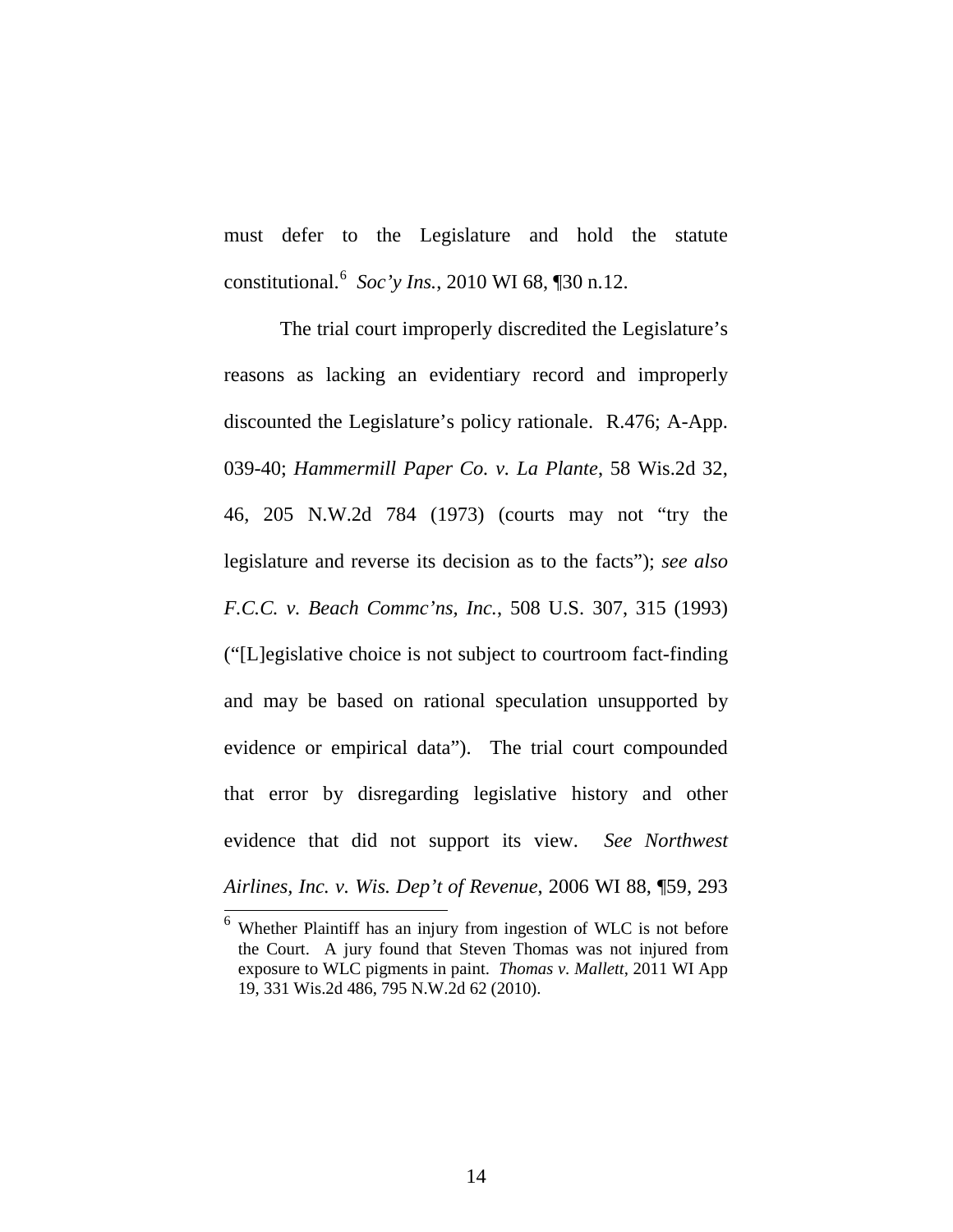must defer to the Legislature and hold the statute constitutional.[6] *Soc'y Ins.*, 2010 WI 68, ¶30 n.12.

The trial court improperly discredited the Legislature's reasons as lacking an evidentiary record and improperly discounted the Legislature's policy rationale. R.476; A-App. 039-40; *Hammermill Paper Co. v. La Plante*, 58 Wis.2d 32, 46, 205 N.W.2d 784 (1973) (courts may not "try the legislature and reverse its decision as to the facts"); *see also F.C.C. v. Beach Commc'ns, Inc.*, 508 U.S. 307, 315 (1993) ("[L]egislative choice is not subject to courtroom fact-finding and may be based on rational speculation unsupported by evidence or empirical data"). The trial court compounded that error by disregarding legislative history and other evidence that did not support its view. *See Northwest Airlines, Inc. v. Wis. Dep't of Revenue*, 2006 WI 88, ¶59, 293

---

[6] Whether Plaintiff has an injury from ingestion of WLC is not before the Court. A jury found that Steven Thomas was not injured from exposure to WLC pigments in paint. *Thomas v. Mallett*, 2011 WI App 19, 331 Wis.2d 486, 795 N.W.2d 62 (2010).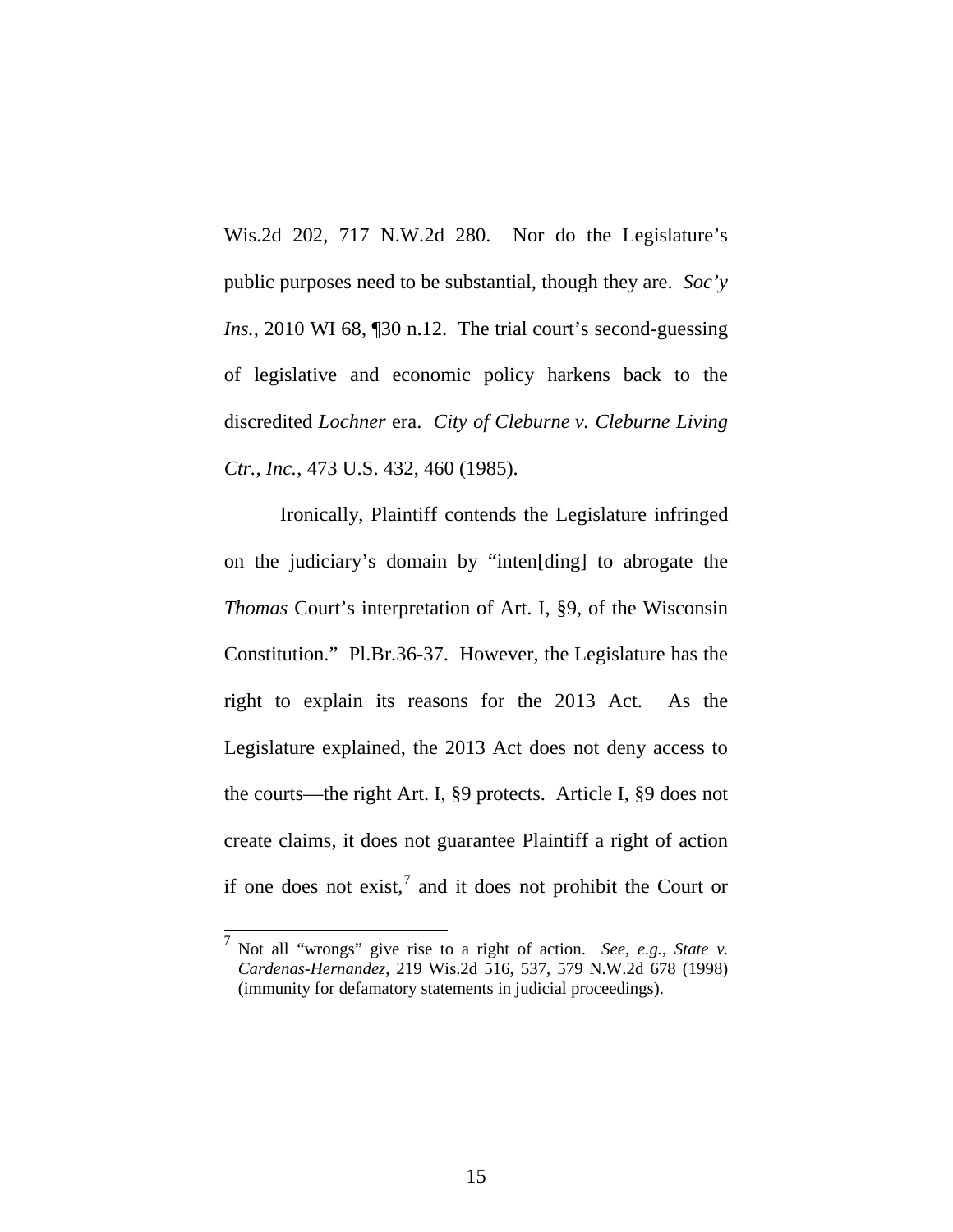Wis.2d 202, 717 N.W.2d 280. Nor do the Legislature's public purposes need to be substantial, though they are. *Soc'y Ins.*, 2010 WI 68, ¶30 n.12. The trial court's second-guessing of legislative and economic policy harkens back to the discredited *Lochner* era. *City of Cleburne v. Cleburne Living Ctr., Inc.*, 473 U.S. 432, 460 (1985).

Ironically, Plaintiff contends the Legislature infringed on the judiciary's domain by "inten[ding] to abrogate the *Thomas* Court's interpretation of Art. I, §9, of the Wisconsin Constitution." Pl.Br.36-37. However, the Legislature has the right to explain its reasons for the 2013 Act. As the Legislature explained, the 2013 Act does not deny access to the courts—the right Art. I, §9 protects. Article I, §9 does not create claims, it does not guarantee Plaintiff a right of action if one does not exist,[7] and it does not prohibit the Court or

[7] Not all "wrongs" give rise to a right of action. *See, e.g.*, *State v. Cardenas-Hernandez*, 219 Wis.2d 516, 537, 579 N.W.2d 678 (1998) (immunity for defamatory statements in judicial proceedings).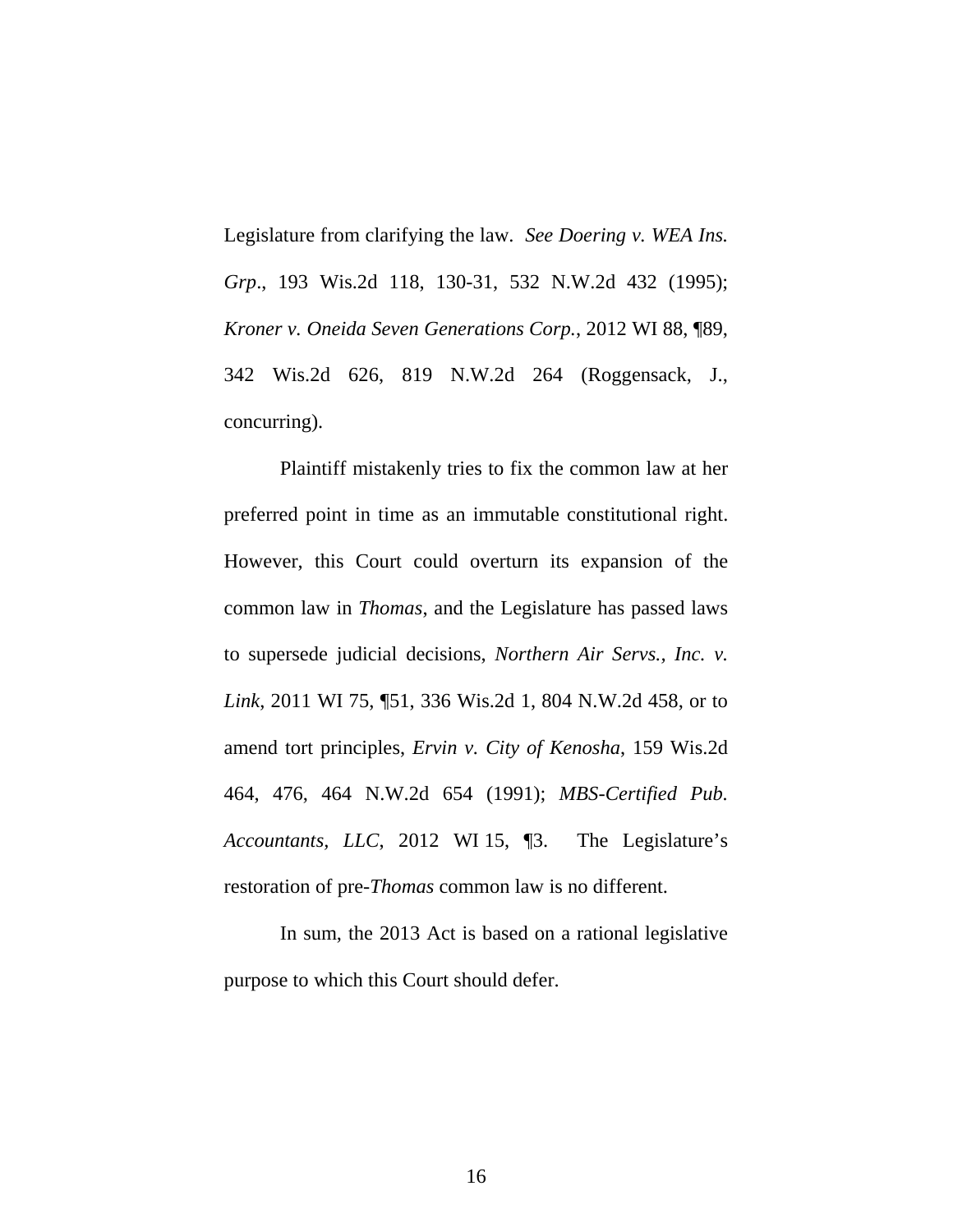Legislature from clarifying the law. *See Doering v. WEA Ins. Grp*., 193 Wis.2d 118, 130-31, 532 N.W.2d 432 (1995); *Kroner v. Oneida Seven Generations Corp.*, 2012 WI 88, ¶89, 342 Wis.2d 626, 819 N.W.2d 264 (Roggensack, J., concurring).

Plaintiff mistakenly tries to fix the common law at her preferred point in time as an immutable constitutional right. However, this Court could overturn its expansion of the common law in *Thomas*, and the Legislature has passed laws to supersede judicial decisions, *Northern Air Servs., Inc. v. Link*, 2011 WI 75, ¶51, 336 Wis.2d 1, 804 N.W.2d 458, or to amend tort principles, *Ervin v. City of Kenosha*, 159 Wis.2d 464, 476, 464 N.W.2d 654 (1991); *MBS-Certified Pub. Accountants, LLC*, 2012 WI 15, ¶3. The Legislature's restoration of pre-*Thomas* common law is no different.

In sum, the 2013 Act is based on a rational legislative purpose to which this Court should defer.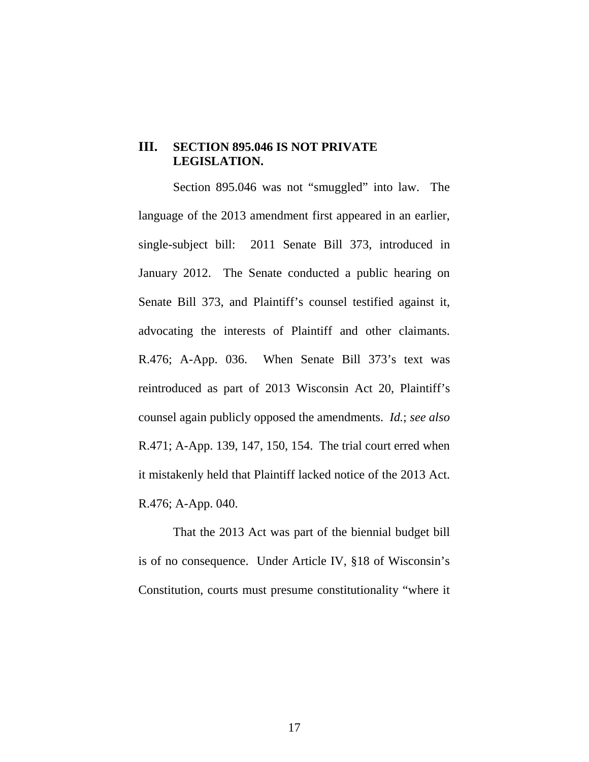## III. SECTION 895.046 IS NOT PRIVATE LEGISLATION.

Section 895.046 was not "smuggled" into law. The language of the 2013 amendment first appeared in an earlier, single-subject bill: 2011 Senate Bill 373, introduced in January 2012. The Senate conducted a public hearing on Senate Bill 373, and Plaintiff's counsel testified against it, advocating the interests of Plaintiff and other claimants. R.476; A-App. 036. When Senate Bill 373's text was reintroduced as part of 2013 Wisconsin Act 20, Plaintiff's counsel again publicly opposed the amendments. *Id.*; *see also* R.471; A-App. 139, 147, 150, 154. The trial court erred when it mistakenly held that Plaintiff lacked notice of the 2013 Act. R.476; A-App. 040.

That the 2013 Act was part of the biennial budget bill is of no consequence. Under Article IV, §18 of Wisconsin's Constitution, courts must presume constitutionality "where it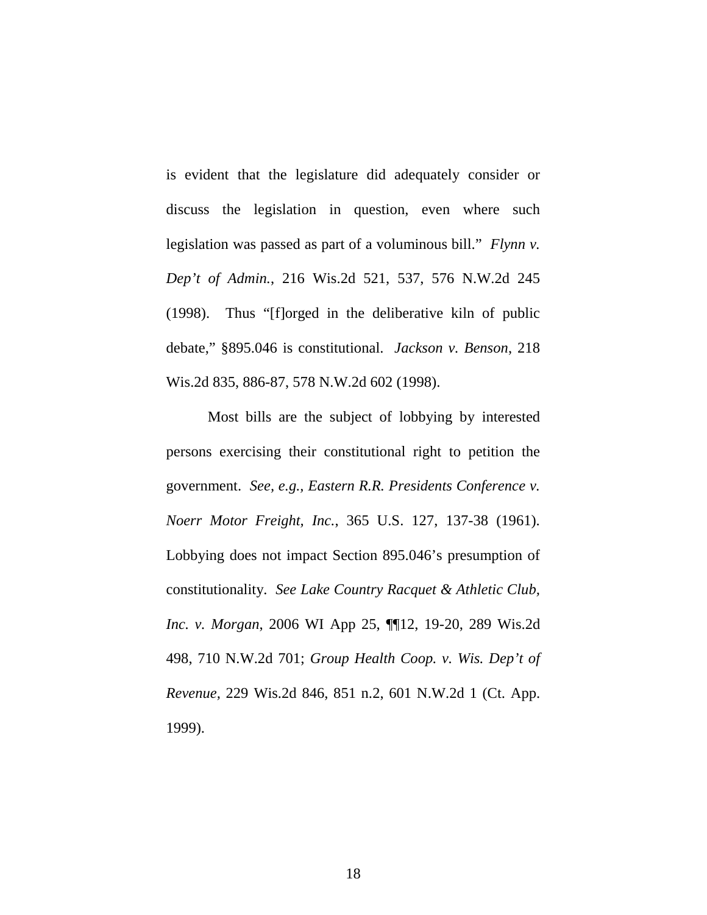is evident that the legislature did adequately consider or discuss the legislation in question, even where such legislation was passed as part of a voluminous bill." *Flynn v. Dep't of Admin.*, 216 Wis.2d 521, 537, 576 N.W.2d 245 (1998). Thus "[f]orged in the deliberative kiln of public debate," §895.046 is constitutional. *Jackson v. Benson*, 218 Wis.2d 835, 886-87, 578 N.W.2d 602 (1998).

Most bills are the subject of lobbying by interested persons exercising their constitutional right to petition the government. *See, e.g., Eastern R.R. Presidents Conference v. Noerr Motor Freight, Inc.*, 365 U.S. 127, 137-38 (1961). Lobbying does not impact Section 895.046's presumption of constitutionality. *See Lake Country Racquet & Athletic Club, Inc. v. Morgan*, 2006 WI App 25, ¶¶12, 19-20, 289 Wis.2d 498, 710 N.W.2d 701; *Group Health Coop. v. Wis. Dep't of Revenue*, 229 Wis.2d 846, 851 n.2, 601 N.W.2d 1 (Ct. App. 1999).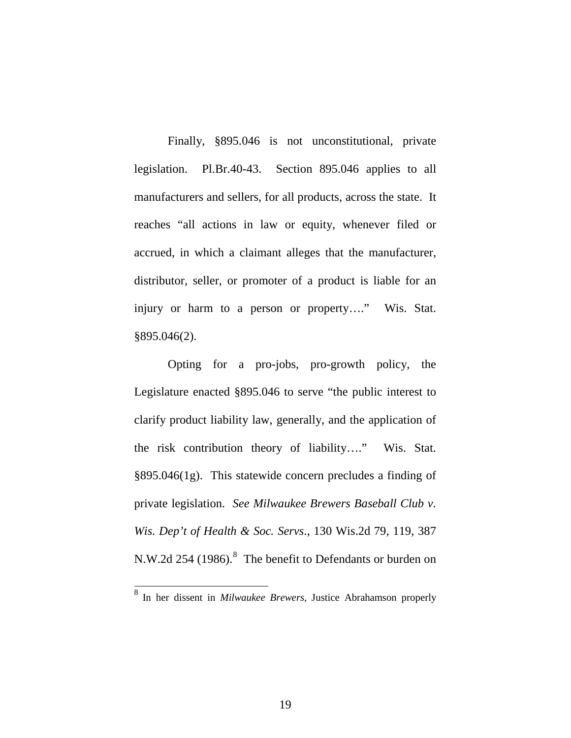Finally, §895.046 is not unconstitutional, private legislation. Pl.Br.40-43. Section 895.046 applies to all manufacturers and sellers, for all products, across the state. It reaches "all actions in law or equity, whenever filed or accrued, in which a claimant alleges that the manufacturer, distributor, seller, or promoter of a product is liable for an injury or harm to a person or property…." Wis. Stat. §895.046(2).

Opting for a pro-jobs, pro-growth policy, the Legislature enacted §895.046 to serve "the public interest to clarify product liability law, generally, and the application of the risk contribution theory of liability…." Wis. Stat. §895.046(1g). This statewide concern precludes a finding of private legislation. *See Milwaukee Brewers Baseball Club v. Wis. Dep't of Health & Soc. Servs.*, 130 Wis.2d 79, 119, 387 N.W.2d 254 (1986).[8] The benefit to Defendants or burden on

---

[8] In her dissent in *Milwaukee Brewers,* Justice Abrahamson properly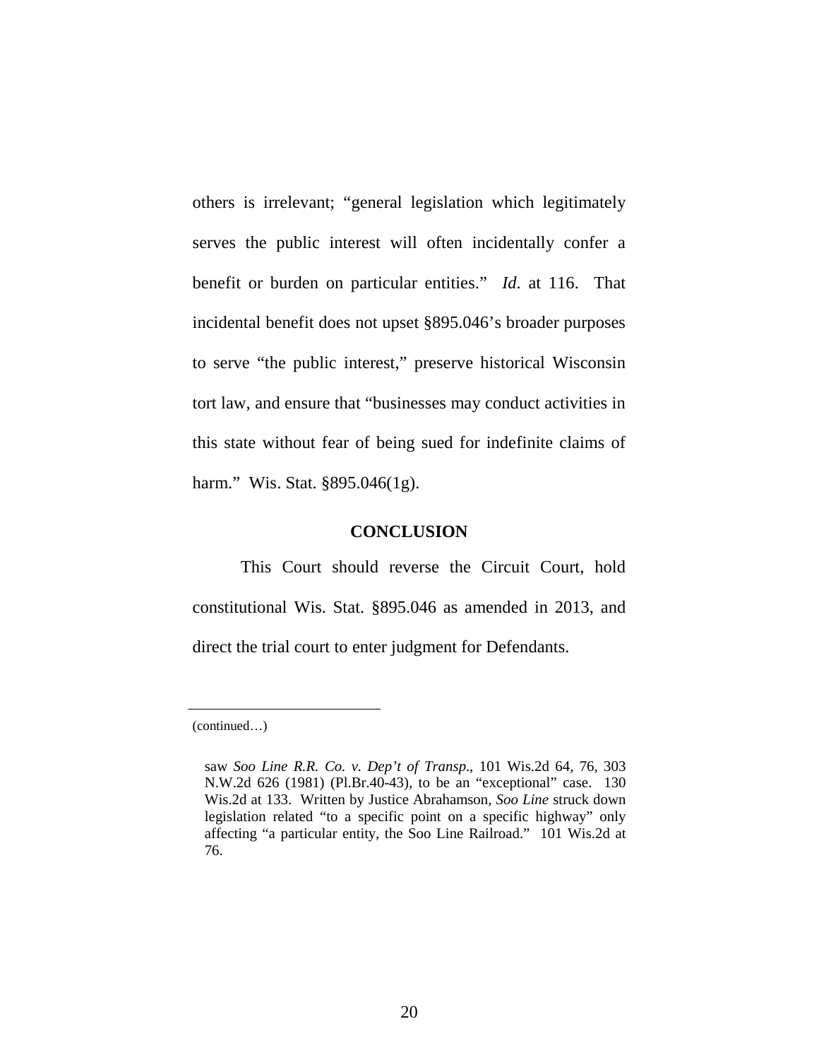others is irrelevant; "general legislation which legitimately serves the public interest will often incidentally confer a benefit or burden on particular entities." *Id*. at 116. That incidental benefit does not upset §895.046's broader purposes to serve "the public interest," preserve historical Wisconsin tort law, and ensure that "businesses may conduct activities in this state without fear of being sued for indefinite claims of harm." Wis. Stat. §895.046(1g).

## CONCLUSION

This Court should reverse the Circuit Court, hold constitutional Wis. Stat. §895.046 as amended in 2013, and direct the trial court to enter judgment for Defendants.

---

(continued…)

saw *Soo Line R.R. Co. v. Dep't of Transp*., 101 Wis.2d 64, 76, 303 N.W.2d 626 (1981) (Pl.Br.40-43), to be an "exceptional" case. 130 Wis.2d at 133. Written by Justice Abrahamson, *Soo Line* struck down legislation related "to a specific point on a specific highway" only affecting "a particular entity, the Soo Line Railroad." 101 Wis.2d at 76.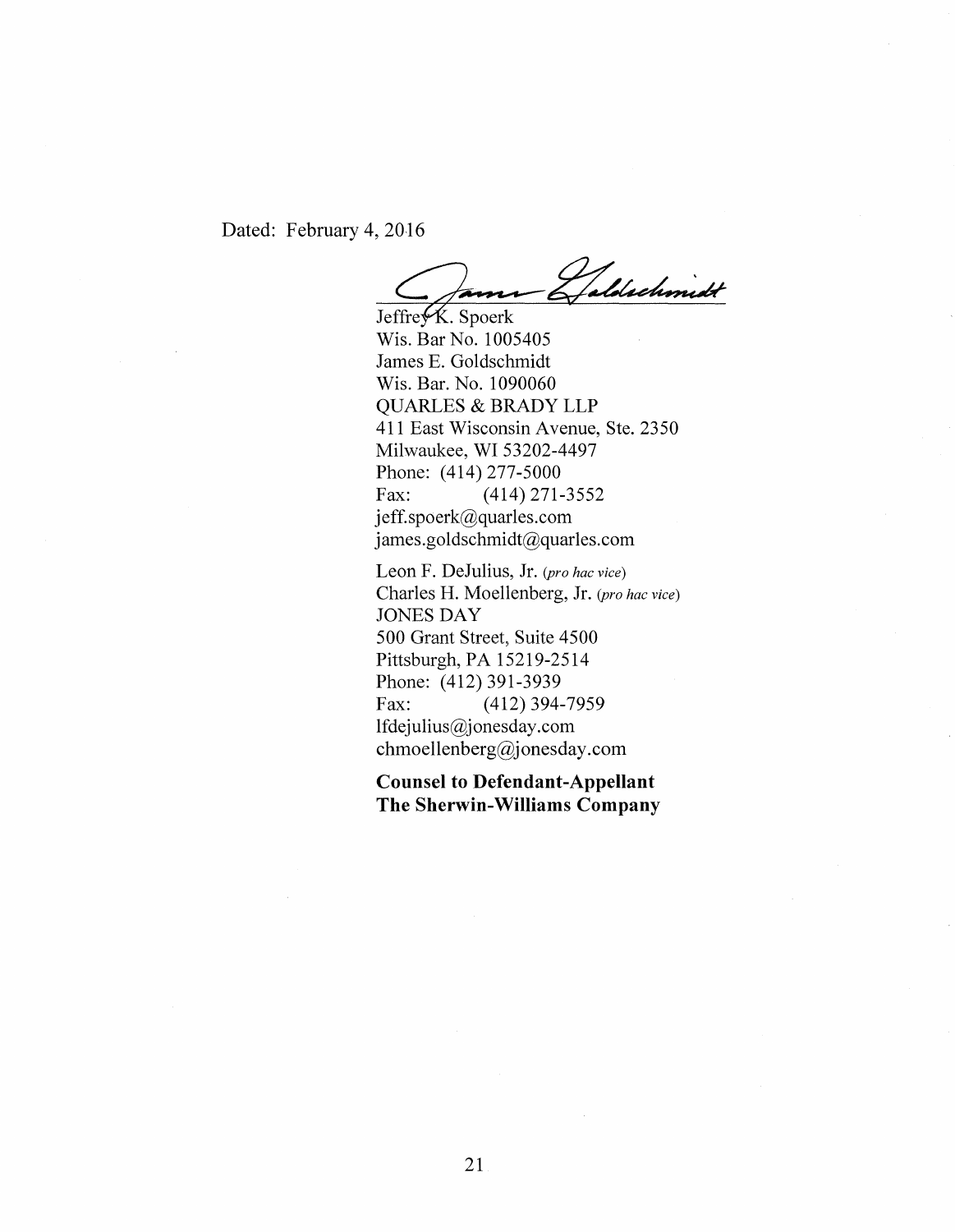Dated: February 4, 2016

Jeffrey K. Spoerk
Wis. Bar No. 1005405
James E. Goldschmidt
Wis. Bar. No. 1090060
QUARLES & BRADY LLP
411 East Wisconsin Avenue, Ste. 2350
Milwaukee, WI 53202-4497
Phone: (414) 277-5000
Fax: (414) 271-3552
jeff.spoerk@quarles.com
james.goldschmidt@quarles.com

Leon F. DeJulius, Jr. (*pro hac vice*)
Charles H. Moellenberg, Jr. (*pro hac vice*)
JONES DAY
500 Grant Street, Suite 4500
Pittsburgh, PA 15219-2514
Phone: (412) 391-3939
Fax: (412) 394-7959
lfdejulius@jonesday.com
chmoellenberg@jonesday.com

**Counsel to Defendant-Appellant**
**The Sherwin-Williams Company**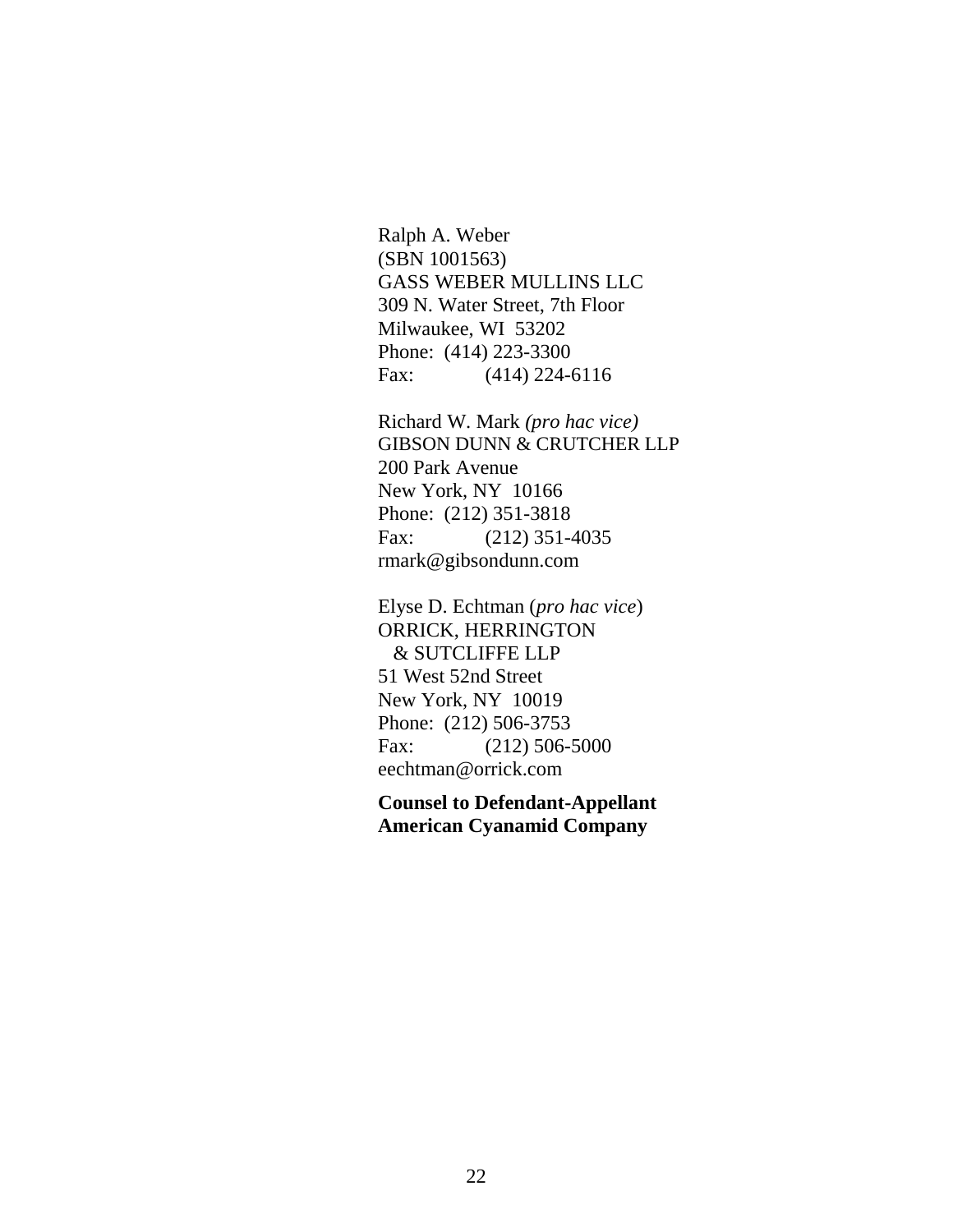Ralph A. Weber
(SBN 1001563)
GASS WEBER MULLINS LLC
309 N. Water Street, 7th Floor
Milwaukee, WI 53202
Phone: (414) 223-3300
Fax: (414) 224-6116

Richard W. Mark *(pro hac vice)*
GIBSON DUNN & CRUTCHER LLP
200 Park Avenue
New York, NY 10166
Phone: (212) 351-3818
Fax: (212) 351-4035
rmark@gibsondunn.com

Elyse D. Echtman (*pro hac vice*)
ORRICK, HERRINGTON
& SUTCLIFFE LLP
51 West 52nd Street
New York, NY 10019
Phone: (212) 506-3753
Fax: (212) 506-5000
eechtman@orrick.com

**Counsel to Defendant-Appellant American Cyanamid Company**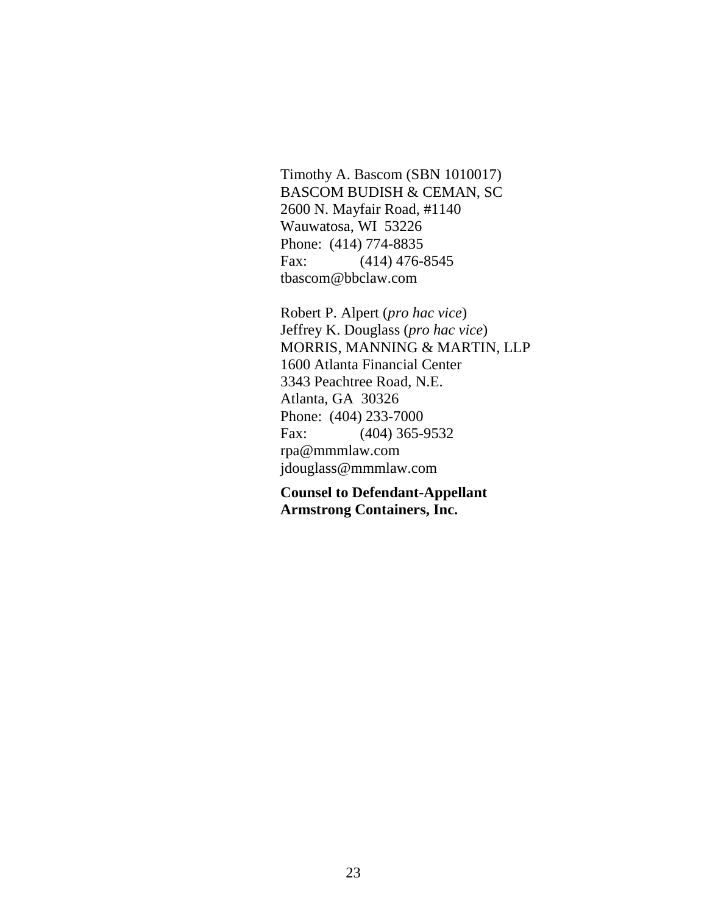Timothy A. Bascom (SBN 1010017)
BASCOM BUDISH & CEMAN, SC
2600 N. Mayfair Road, #1140
Wauwatosa, WI 53226
Phone: (414) 774-8835
Fax: (414) 476-8545
tbascom@bbclaw.com

Robert P. Alpert (*pro hac vice*)
Jeffrey K. Douglass (*pro hac vice*)
MORRIS, MANNING & MARTIN, LLP
1600 Atlanta Financial Center
3343 Peachtree Road, N.E.
Atlanta, GA 30326
Phone: (404) 233-7000
Fax: (404) 365-9532
rpa@mmmlaw.com
jdouglass@mmmlaw.com

**Counsel to Defendant-Appellant**
**Armstrong Containers, Inc.**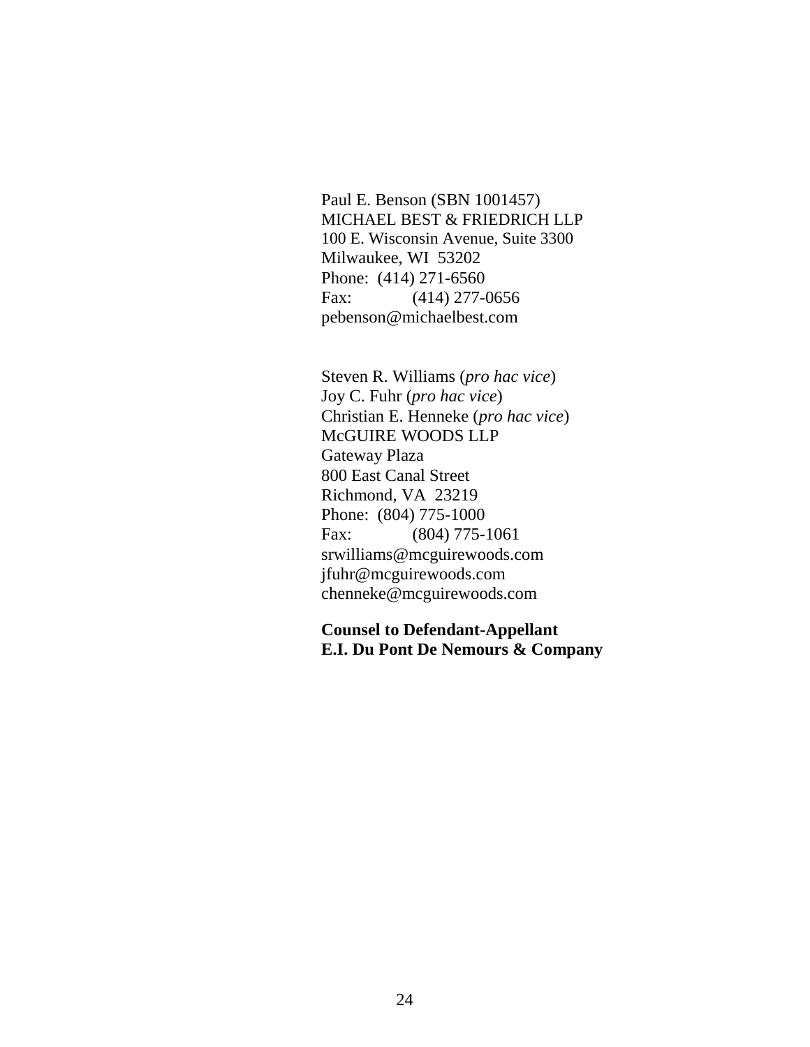Paul E. Benson (SBN 1001457)
MICHAEL BEST & FRIEDRICH LLP
100 E. Wisconsin Avenue, Suite 3300
Milwaukee, WI 53202
Phone: (414) 271-6560
Fax: (414) 277-0656
pebenson@michaelbest.com

Steven R. Williams (*pro hac vice*)
Joy C. Fuhr (*pro hac vice*)
Christian E. Henneke (*pro hac vice*)
McGUIRE WOODS LLP
Gateway Plaza
800 East Canal Street
Richmond, VA 23219
Phone: (804) 775-1000
Fax: (804) 775-1061
srwilliams@mcguirewoods.com
jfuhr@mcguirewoods.com
chenneke@mcguirewoods.com

**Counsel to Defendant-Appellant**
**E.I. Du Pont De Nemours & Company**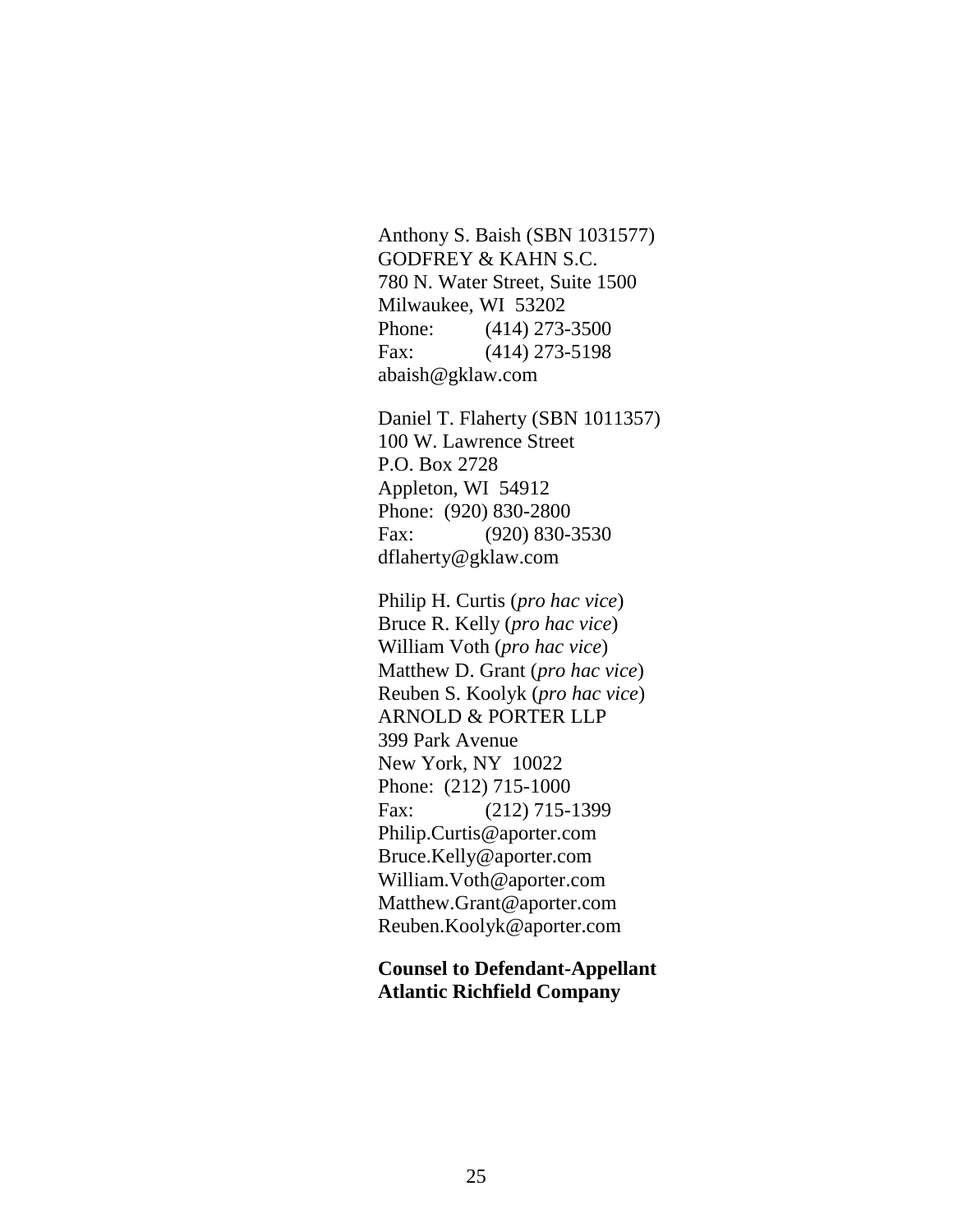Anthony S. Baish (SBN 1031577)
GODFREY & KAHN S.C.
780 N. Water Street, Suite 1500
Milwaukee, WI 53202
Phone: (414) 273-3500
Fax: (414) 273-5198
abaish@gklaw.com

Daniel T. Flaherty (SBN 1011357)
100 W. Lawrence Street
P.O. Box 2728
Appleton, WI 54912
Phone: (920) 830-2800
Fax: (920) 830-3530
dflaherty@gklaw.com

Philip H. Curtis (*pro hac vice*)
Bruce R. Kelly (*pro hac vice*)
William Voth (*pro hac vice*)
Matthew D. Grant (*pro hac vice*)
Reuben S. Koolyk (*pro hac vice*)
ARNOLD & PORTER LLP
399 Park Avenue
New York, NY 10022
Phone: (212) 715-1000
Fax: (212) 715-1399
Philip.Curtis@aporter.com
Bruce.Kelly@aporter.com
William.Voth@aporter.com
Matthew.Grant@aporter.com
Reuben.Koolyk@aporter.com

**Counsel to Defendant-Appellant Atlantic Richfield Company**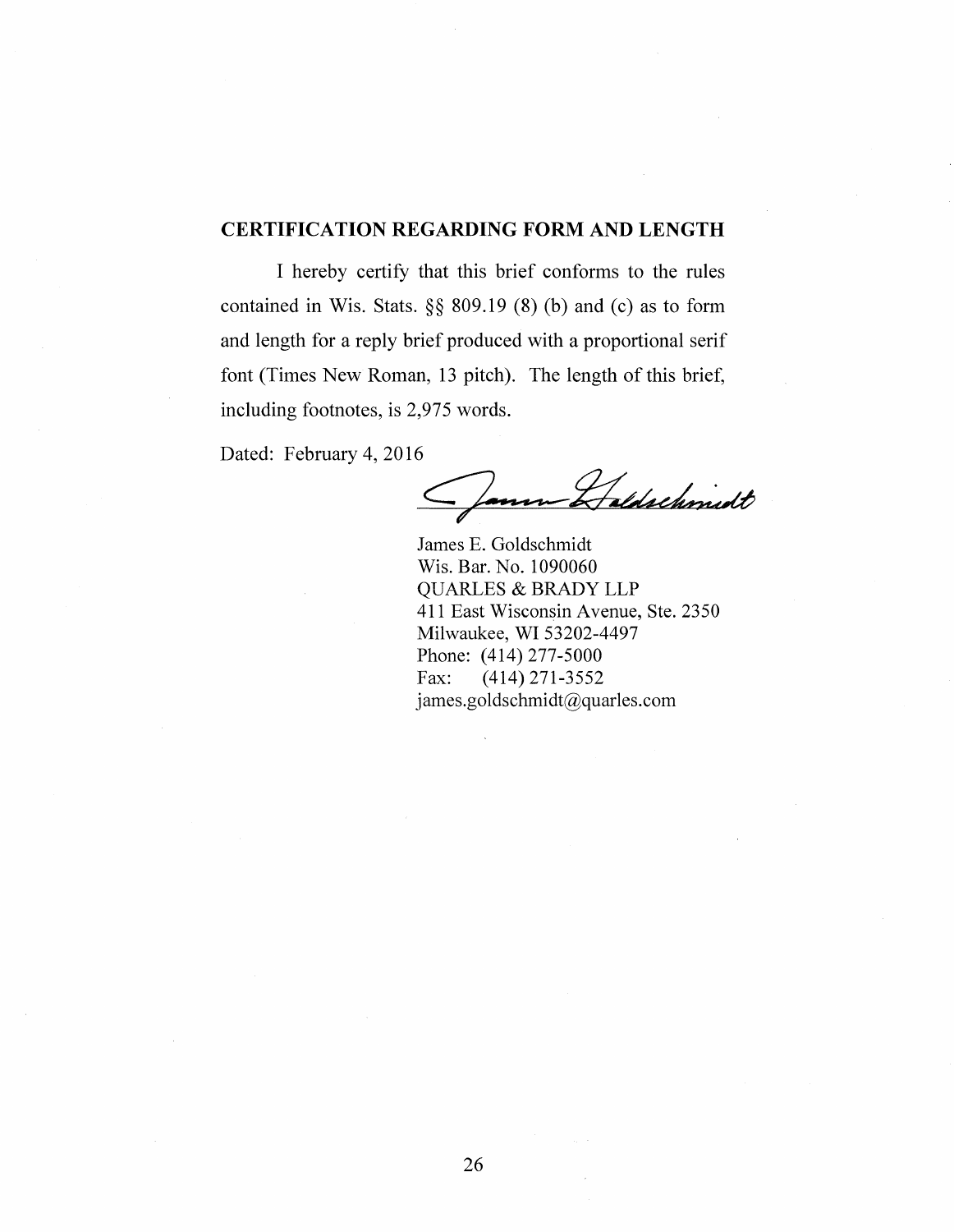## CERTIFICATION REGARDING FORM AND LENGTH

I hereby certify that this brief conforms to the rules contained in Wis. Stats. §§ 809.19 (8) (b) and (c) as to form and length for a reply brief produced with a proportional serif font (Times New Roman, 13 pitch). The length of this brief, including footnotes, is 2,975 words.

Dated: February 4, 2016

James E. Goldschmidt
Wis. Bar. No. 1090060
QUARLES & BRADY LLP
411 East Wisconsin Avenue, Ste. 2350
Milwaukee, WI 53202-4497
Phone: (414) 277-5000
Fax: (414) 271-3552
james.goldschmidt@quarles.com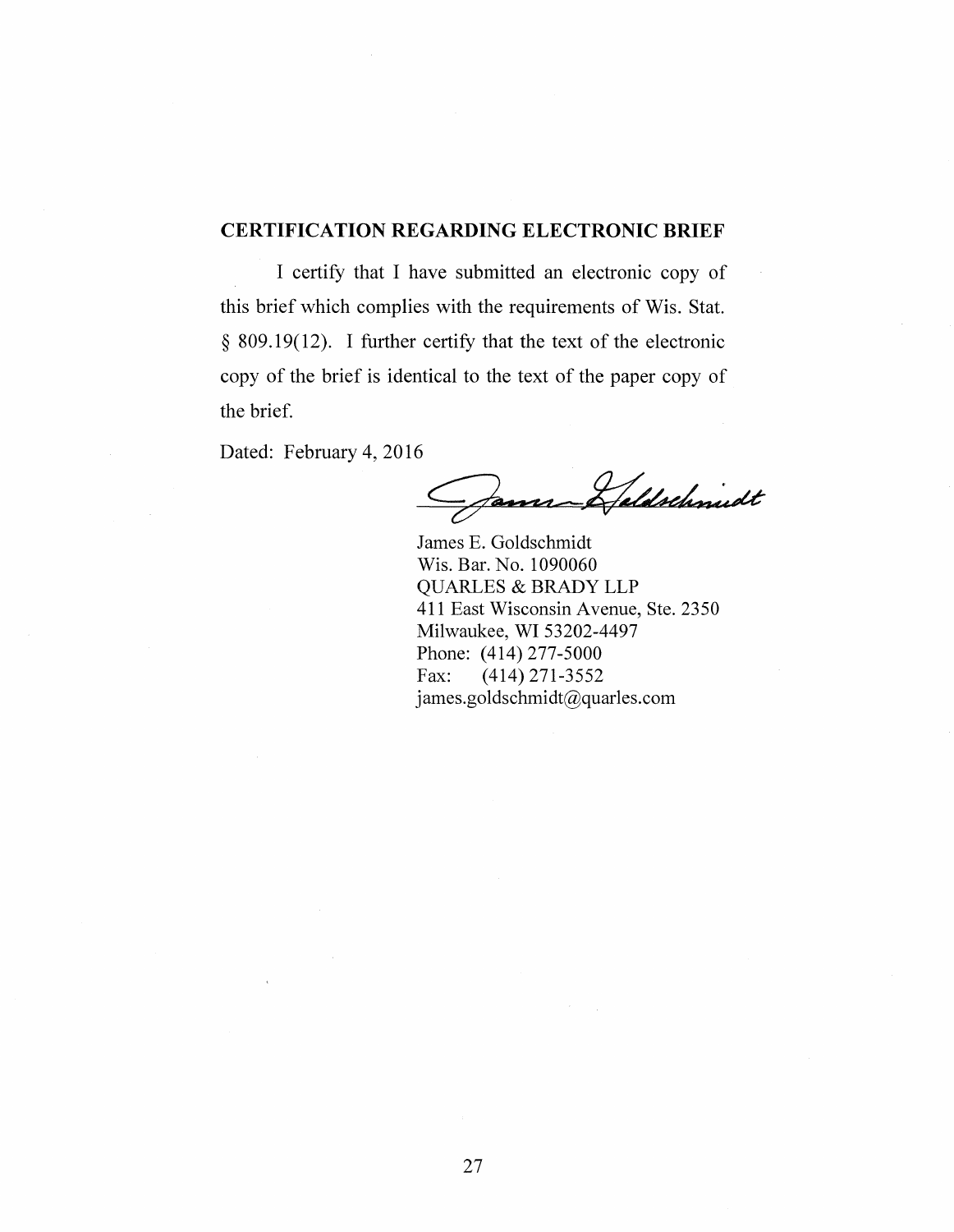## CERTIFICATION REGARDING ELECTRONIC BRIEF

I certify that I have submitted an electronic copy of this brief which complies with the requirements of Wis. Stat. § 809.19(12). I further certify that the text of the electronic copy of the brief is identical to the text of the paper copy of the brief.

Dated: February 4, 2016

James E. Goldschmidt
Wis. Bar. No. 1090060
QUARLES & BRADY LLP
411 East Wisconsin Avenue, Ste. 2350
Milwaukee, WI 53202-4497
Phone: (414) 277-5000
Fax: (414) 271-3552
james.goldschmidt@quarles.com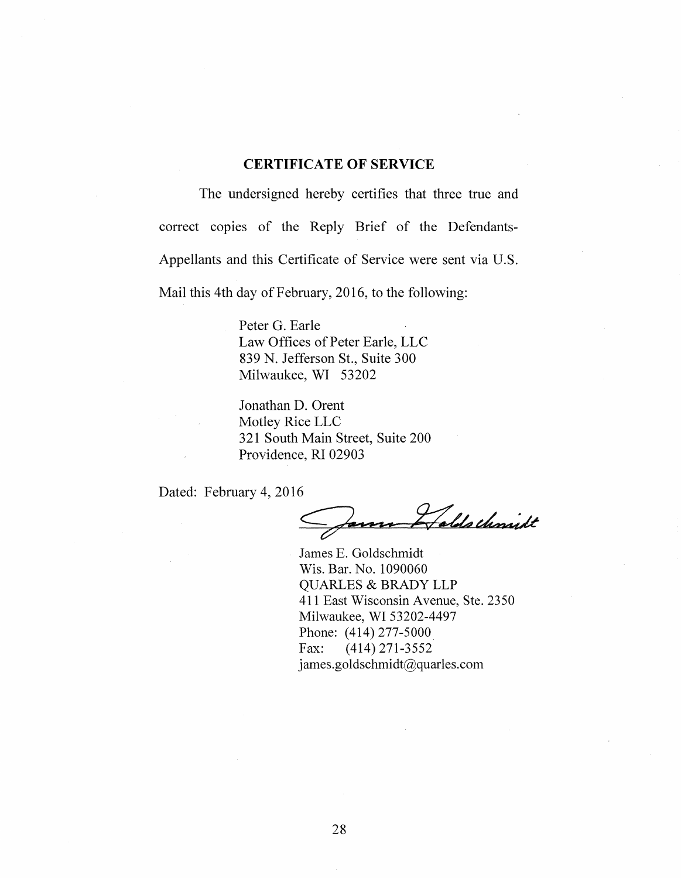## CERTIFICATE OF SERVICE

The undersigned hereby certifies that three true and correct copies of the Reply Brief of the Defendants-Appellants and this Certificate of Service were sent via U.S. Mail this 4th day of February, 2016, to the following:

Peter G. Earle
Law Offices of Peter Earle, LLC
839 N. Jefferson St., Suite 300
Milwaukee, WI 53202

Jonathan D. Orent
Motley Rice LLC
321 South Main Street, Suite 200
Providence, RI 02903

Dated: February 4, 2016

James E. Goldschmidt
Wis. Bar. No. 1090060
QUARLES & BRADY LLP
411 East Wisconsin Avenue, Ste. 2350
Milwaukee, WI 53202-4497
Phone: (414) 277-5000
Fax: (414) 271-3552
james.goldschmidt@quarles.com